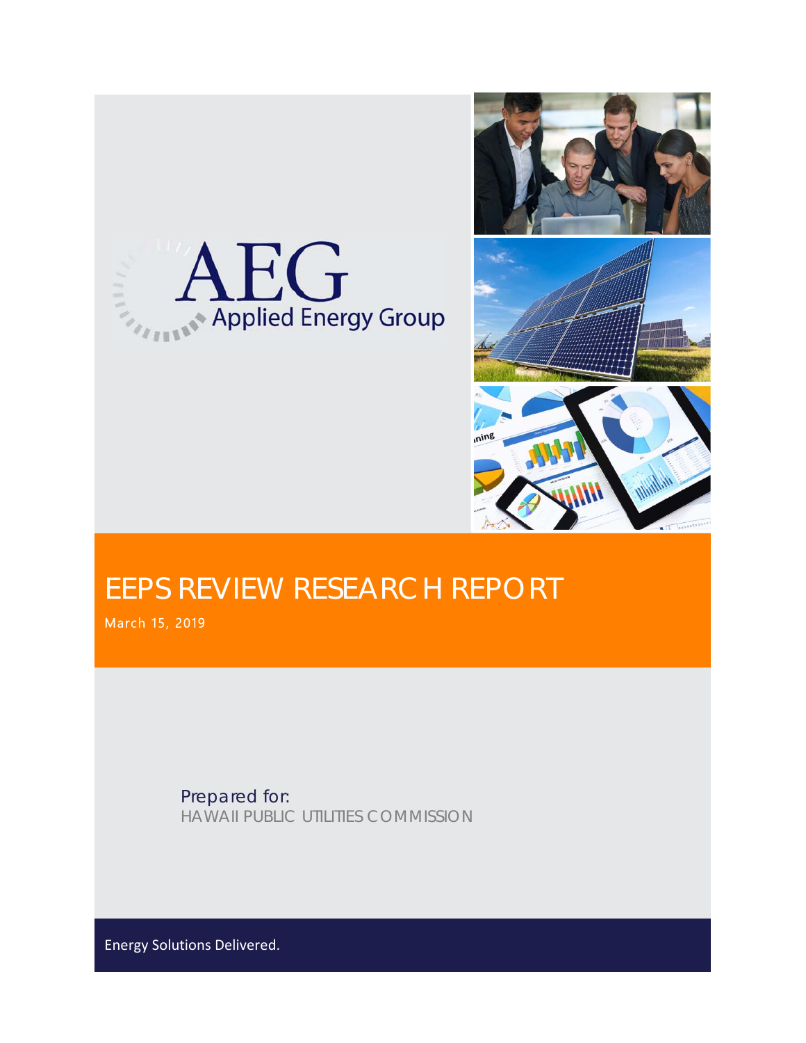AEG Applied Energy Group

# EEPS REVIEW RESEARCH REPORT

March 15, 2019

Prepared for:
HAWAII PUBLIC UTILITIES COMMISSION

Energy Solutions Delivered.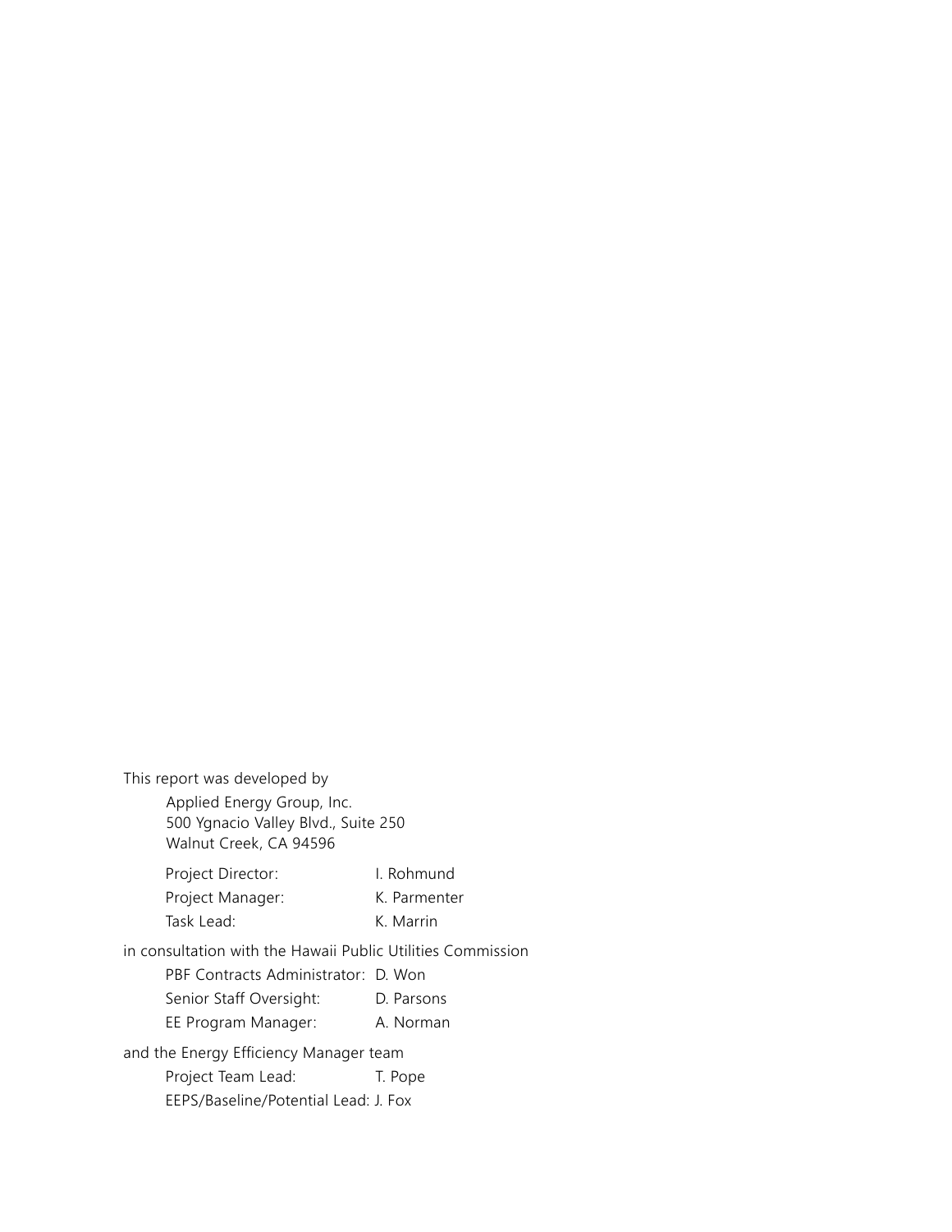This report was developed by

Applied Energy Group, Inc.
500 Ygnacio Valley Blvd., Suite 250
Walnut Creek, CA 94596

| | |
|---|---|
| Project Director: | I. Rohmund |
| Project Manager: | K. Parmenter |
| Task Lead: | K. Marrin |

in consultation with the Hawaii Public Utilities Commission

| | |
|---|---|
| PBF Contracts Administrator: | D. Won |
| Senior Staff Oversight: | D. Parsons |
| EE Program Manager: | A. Norman |

and the Energy Efficiency Manager team

| | |
|---|---|
| Project Team Lead: | T. Pope |
| EEPS/Baseline/Potential Lead: | J. Fox |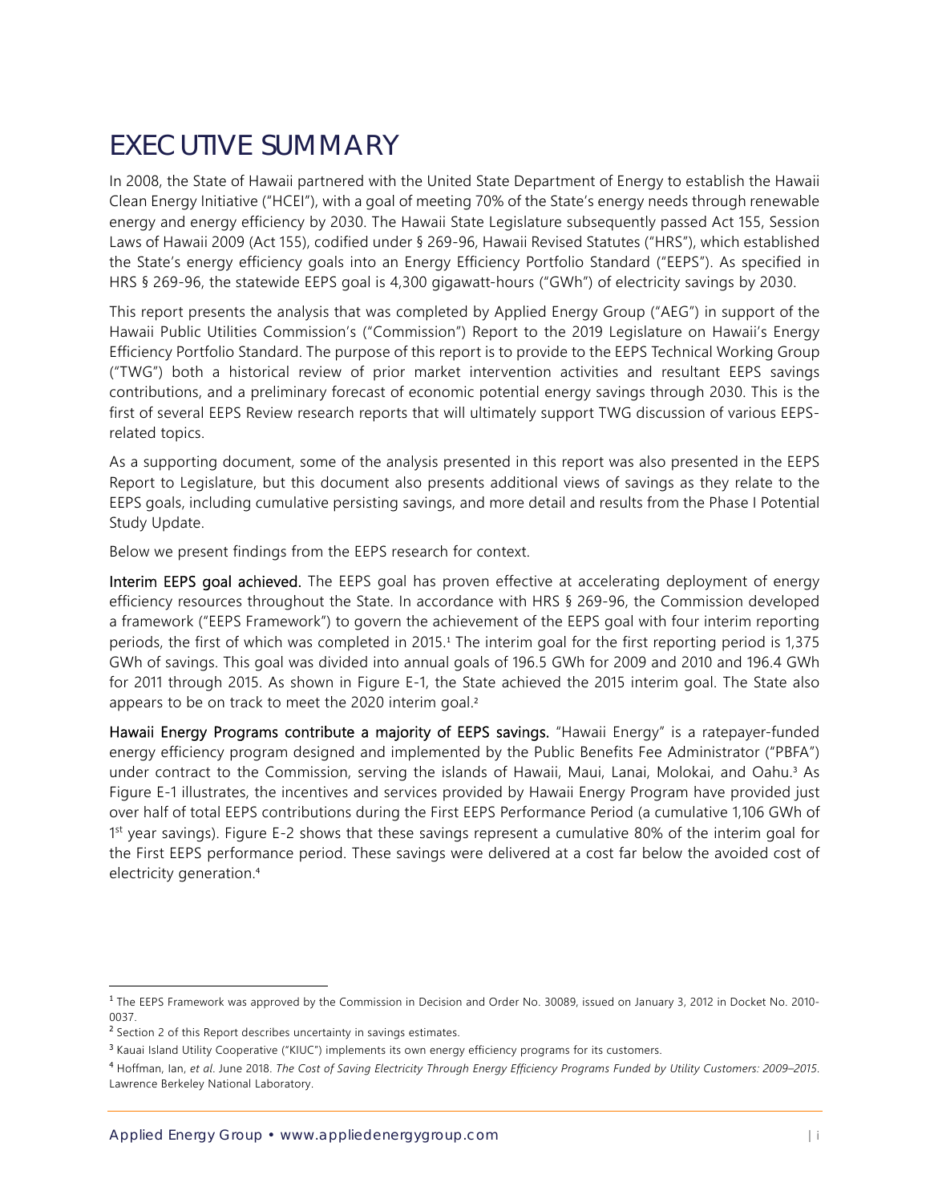# EXECUTIVE SUMMARY

In 2008, the State of Hawaii partnered with the United State Department of Energy to establish the Hawaii Clean Energy Initiative ("HCEI"), with a goal of meeting 70% of the State's energy needs through renewable energy and energy efficiency by 2030. The Hawaii State Legislature subsequently passed Act 155, Session Laws of Hawaii 2009 (Act 155), codified under § 269-96, Hawaii Revised Statutes ("HRS"), which established the State's energy efficiency goals into an Energy Efficiency Portfolio Standard ("EEPS"). As specified in HRS § 269-96, the statewide EEPS goal is 4,300 gigawatt-hours ("GWh") of electricity savings by 2030.

This report presents the analysis that was completed by Applied Energy Group ("AEG") in support of the Hawaii Public Utilities Commission's ("Commission") Report to the 2019 Legislature on Hawaii's Energy Efficiency Portfolio Standard. The purpose of this report is to provide to the EEPS Technical Working Group ("TWG") both a historical review of prior market intervention activities and resultant EEPS savings contributions, and a preliminary forecast of economic potential energy savings through 2030. This is the first of several EEPS Review research reports that will ultimately support TWG discussion of various EEPS-related topics.

As a supporting document, some of the analysis presented in this report was also presented in the EEPS Report to Legislature, but this document also presents additional views of savings as they relate to the EEPS goals, including cumulative persisting savings, and more detail and results from the Phase I Potential Study Update.

Below we present findings from the EEPS research for context.

**Interim EEPS goal achieved.** The EEPS goal has proven effective at accelerating deployment of energy efficiency resources throughout the State. In accordance with HRS § 269-96, the Commission developed a framework ("EEPS Framework") to govern the achievement of the EEPS goal with four interim reporting periods, the first of which was completed in 2015.[1] The interim goal for the first reporting period is 1,375 GWh of savings. This goal was divided into annual goals of 196.5 GWh for 2009 and 2010 and 196.4 GWh for 2011 through 2015. As shown in Figure E-1, the State achieved the 2015 interim goal. The State also appears to be on track to meet the 2020 interim goal.[2]

**Hawaii Energy Programs contribute a majority of EEPS savings.** "Hawaii Energy" is a ratepayer-funded energy efficiency program designed and implemented by the Public Benefits Fee Administrator ("PBFA") under contract to the Commission, serving the islands of Hawaii, Maui, Lanai, Molokai, and Oahu.[3] As Figure E-1 illustrates, the incentives and services provided by Hawaii Energy Program have provided just over half of total EEPS contributions during the First EEPS Performance Period (a cumulative 1,106 GWh of 1st year savings). Figure E-2 shows that these savings represent a cumulative 80% of the interim goal for the First EEPS performance period. These savings were delivered at a cost far below the avoided cost of electricity generation.[4]

---

[1] The EEPS Framework was approved by the Commission in Decision and Order No. 30089, issued on January 3, 2012 in Docket No. 2010-0037.

[2] Section 2 of this Report describes uncertainty in savings estimates.

[3] Kauai Island Utility Cooperative ("KIUC") implements its own energy efficiency programs for its customers.

[4] Hoffman, Ian, *et al*. June 2018. *The Cost of Saving Electricity Through Energy Efficiency Programs Funded by Utility Customers: 2009–2015*. Lawrence Berkeley National Laboratory.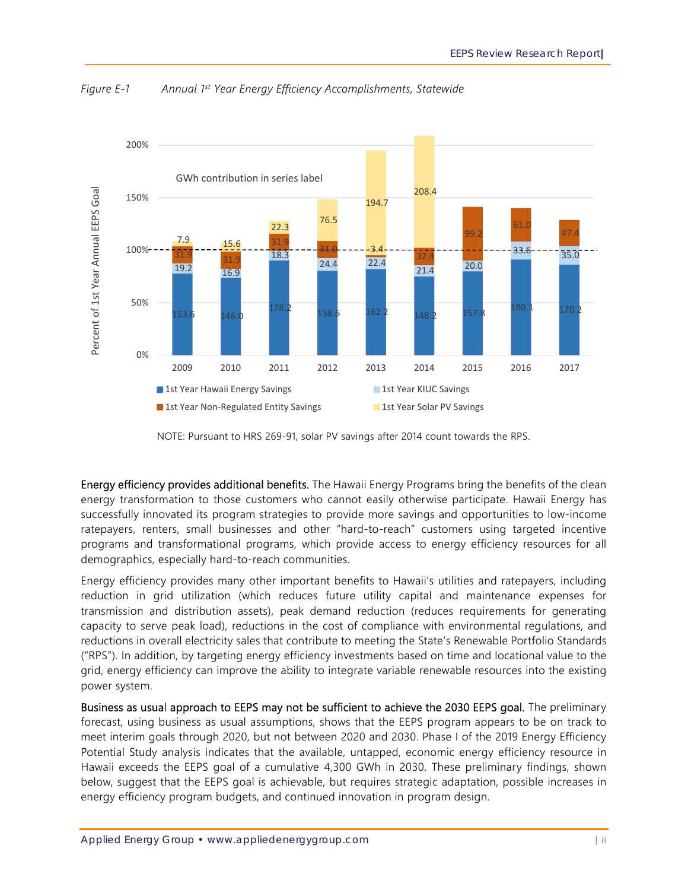*Figure E-1 Annual 1st Year Energy Efficiency Accomplishments, Statewide*

NOTE: Pursuant to HRS 269-91, solar PV savings after 2014 count towards the RPS.

**Energy efficiency provides additional benefits.** The Hawaii Energy Programs bring the benefits of the clean energy transformation to those customers who cannot easily otherwise participate. Hawaii Energy has successfully innovated its program strategies to provide more savings and opportunities to low-income ratepayers, renters, small businesses and other "hard-to-reach" customers using targeted incentive programs and transformational programs, which provide access to energy efficiency resources for all demographics, especially hard-to-reach communities.

Energy efficiency provides many other important benefits to Hawaii's utilities and ratepayers, including reduction in grid utilization (which reduces future utility capital and maintenance expenses for transmission and distribution assets), peak demand reduction (reduces requirements for generating capacity to serve peak load), reductions in the cost of compliance with environmental regulations, and reductions in overall electricity sales that contribute to meeting the State's Renewable Portfolio Standards ("RPS"). In addition, by targeting energy efficiency investments based on time and locational value to the grid, energy efficiency can improve the ability to integrate variable renewable resources into the existing power system.

**Business as usual approach to EEPS may not be sufficient to achieve the 2030 EEPS goal.** The preliminary forecast, using business as usual assumptions, shows that the EEPS program appears to be on track to meet interim goals through 2020, but not between 2020 and 2030. Phase I of the 2019 Energy Efficiency Potential Study analysis indicates that the available, untapped, economic energy efficiency resource in Hawaii exceeds the EEPS goal of a cumulative 4,300 GWh in 2030. These preliminary findings, shown below, suggest that the EEPS goal is achievable, but requires strategic adaptation, possible increases in energy efficiency program budgets, and continued innovation in program design.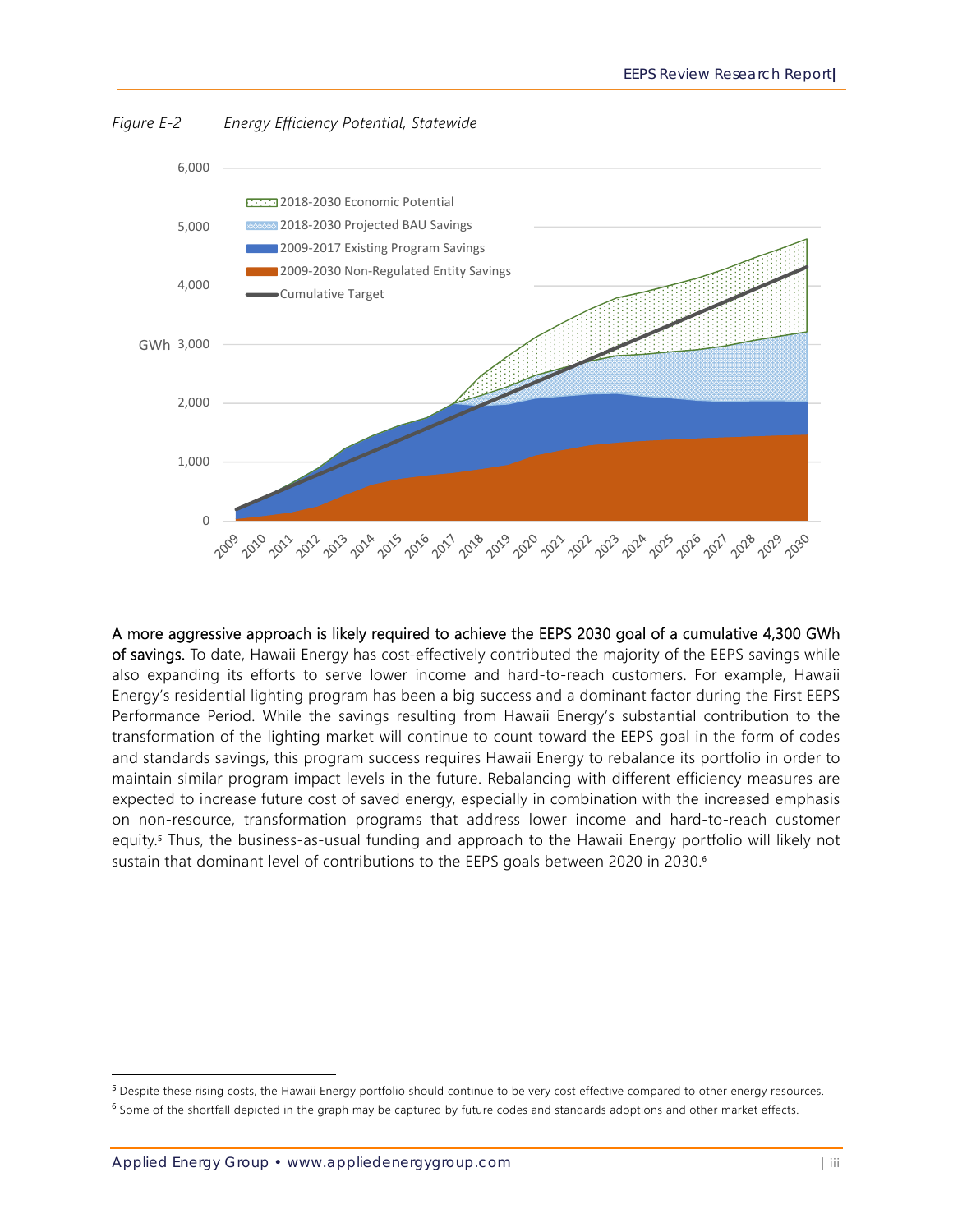*Figure E-2 Energy Efficiency Potential, Statewide*

**A more aggressive approach is likely required to achieve the EEPS 2030 goal of a cumulative 4,300 GWh of savings.** To date, Hawaii Energy has cost-effectively contributed the majority of the EEPS savings while also expanding its efforts to serve lower income and hard-to-reach customers. For example, Hawaii Energy's residential lighting program has been a big success and a dominant factor during the First EEPS Performance Period. While the savings resulting from Hawaii Energy's substantial contribution to the transformation of the lighting market will continue to count toward the EEPS goal in the form of codes and standards savings, this program success requires Hawaii Energy to rebalance its portfolio in order to maintain similar program impact levels in the future. Rebalancing with different efficiency measures are expected to increase future cost of saved energy, especially in combination with the increased emphasis on non-resource, transformation programs that address lower income and hard-to-reach customer equity.[5] Thus, the business-as-usual funding and approach to the Hawaii Energy portfolio will likely not sustain that dominant level of contributions to the EEPS goals between 2020 in 2030.[6]

---

[5] Despite these rising costs, the Hawaii Energy portfolio should continue to be very cost effective compared to other energy resources.

[6] Some of the shortfall depicted in the graph may be captured by future codes and standards adoptions and other market effects.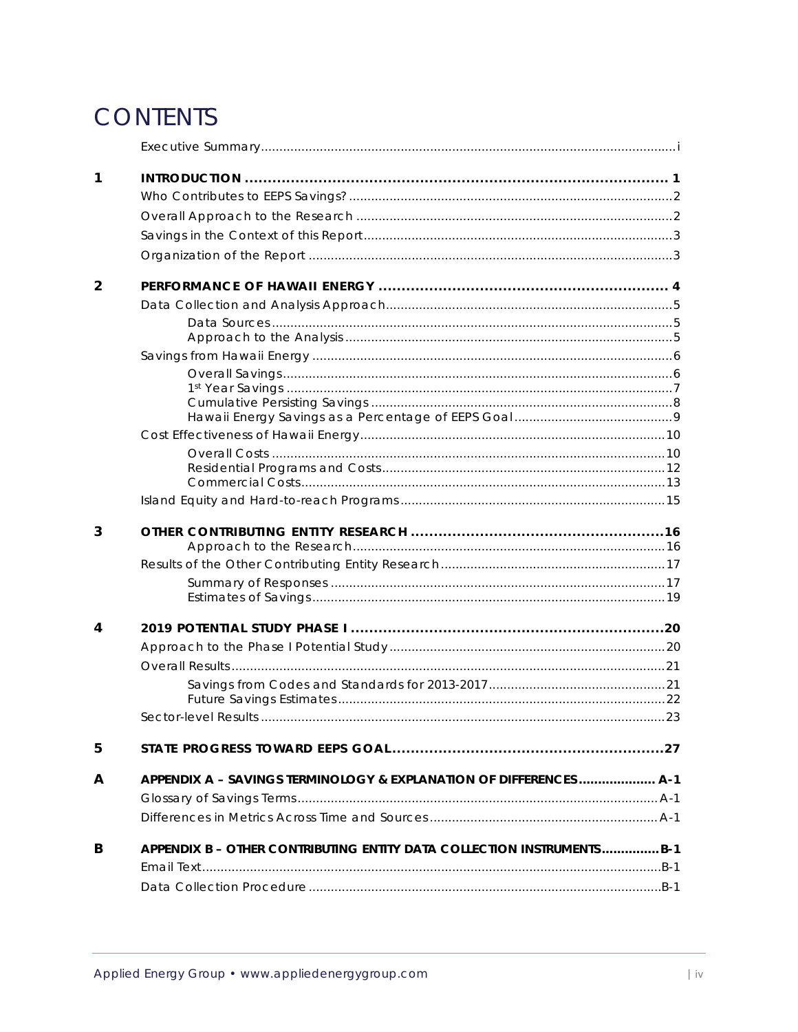# CONTENTS

Executive Summary....................................................................................................................i

**1 INTRODUCTION ........................................................................................... 1**

Who Contributes to EEPS Savings? ......................................................................................2

Overall Approach to the Research .......................................................................................2

Savings in the Context of this Report....................................................................................3

Organization of the Report ....................................................................................................3

**2 PERFORMANCE OF HAWAII ENERGY ............................................................... 4**

Data Collection and Analysis Approach...............................................................................5

Data Sources.............................................................................................................5
Approach to the Analysis.........................................................................................5

Savings from Hawaii Energy ...................................................................................................6

Overall Savings..........................................................................................................6
1st Year Savings .........................................................................................................7
Cumulative Persisting Savings ..................................................................................8
Hawaii Energy Savings as a Percentage of EEPS Goal...........................................9

Cost Effectiveness of Hawaii Energy...................................................................................10

Overall Costs ...........................................................................................................10
Residential Programs and Costs.............................................................................12
Commercial Costs...................................................................................................13

Island Equity and Hard-to-reach Programs........................................................................15

**3 OTHER CONTRIBUTING ENTITY RESEARCH .......................................................16**

Approach to the Research....................................................................................16

Results of the Other Contributing Entity Research.............................................................17

Summary of Responses ...........................................................................................17
Estimates of Savings................................................................................................19

**4 2019 POTENTIAL STUDY PHASE I .....................................................................20**

Approach to the Phase I Potential Study...........................................................................20

Overall Results.......................................................................................................................21

Savings from Codes and Standards for 2013-2017................................................21
Future Savings Estimates.........................................................................................22

Sector-level Results ...............................................................................................................23

**5 STATE PROGRESS TOWARD EEPS GOAL............................................................27**

**A APPENDIX A – SAVINGS TERMINOLOGY & EXPLANATION OF DIFFERENCES................... A-1**

Glossary of Savings Terms.................................................................................................. A-1

Differences in Metrics Across Time and Sources.............................................................. A-1

**B APPENDIX B – OTHER CONTRIBUTING ENTITY DATA COLLECTION INSTRUMENTS..............B-1**

Email Text..............................................................................................................................B-1

Data Collection Procedure .................................................................................................B-1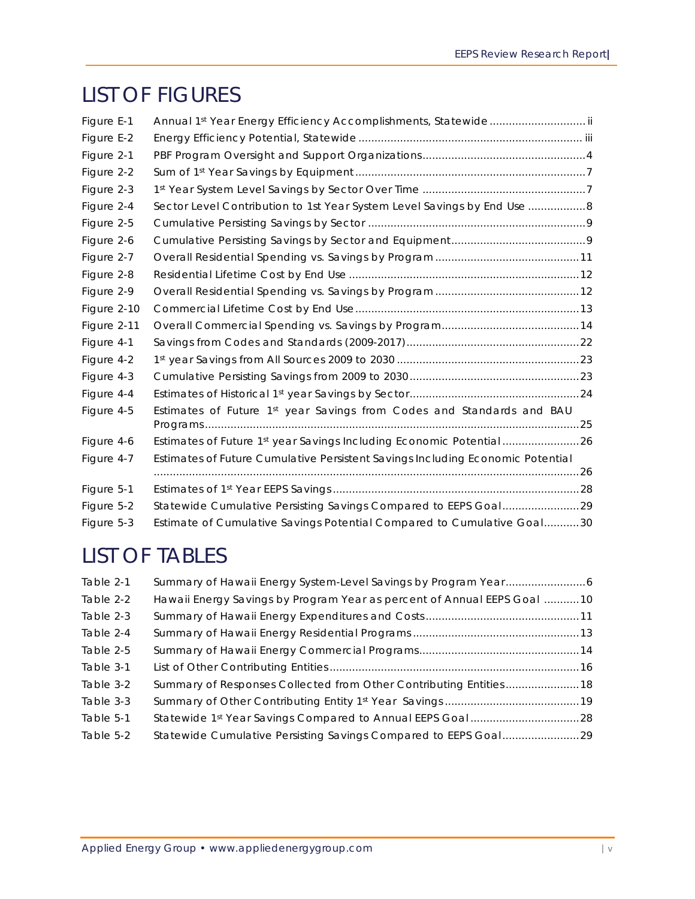# LIST OF FIGURES

| | | |
|---|---|---|
| Figure E-1 | Annual 1st Year Energy Efficiency Accomplishments, Statewide | ii |
| Figure E-2 | Energy Efficiency Potential, Statewide | iii |
| Figure 2-1 | PBF Program Oversight and Support Organizations | 4 |
| Figure 2-2 | Sum of 1st Year Savings by Equipment | 7 |
| Figure 2-3 | 1st Year System Level Savings by Sector Over Time | 7 |
| Figure 2-4 | Sector Level Contribution to 1st Year System Level Savings by End Use | 8 |
| Figure 2-5 | Cumulative Persisting Savings by Sector | 9 |
| Figure 2-6 | Cumulative Persisting Savings by Sector and Equipment | 9 |
| Figure 2-7 | Overall Residential Spending vs. Savings by Program | 11 |
| Figure 2-8 | Residential Lifetime Cost by End Use | 12 |
| Figure 2-9 | Overall Residential Spending vs. Savings by Program | 12 |
| Figure 2-10 | Commercial Lifetime Cost by End Use | 13 |
| Figure 2-11 | Overall Commercial Spending vs. Savings by Program | 14 |
| Figure 4-1 | Savings from Codes and Standards (2009-2017) | 22 |
| Figure 4-2 | 1st year Savings from All Sources 2009 to 2030 | 23 |
| Figure 4-3 | Cumulative Persisting Savings from 2009 to 2030 | 23 |
| Figure 4-4 | Estimates of Historical 1st year Savings by Sector | 24 |
| Figure 4-5 | Estimates of Future 1st year Savings from Codes and Standards and BAU Programs | 25 |
| Figure 4-6 | Estimates of Future 1st year Savings Including Economic Potential | 26 |
| Figure 4-7 | Estimates of Future Cumulative Persistent Savings Including Economic Potential | 26 |
| Figure 5-1 | Estimates of 1st Year EEPS Savings | 28 |
| Figure 5-2 | Statewide Cumulative Persisting Savings Compared to EEPS Goal | 29 |
| Figure 5-3 | Estimate of Cumulative Savings Potential Compared to Cumulative Goal | 30 |

# LIST OF TABLES

| | | |
|---|---|---|
| Table 2-1 | Summary of Hawaii Energy System-Level Savings by Program Year | 6 |
| Table 2-2 | Hawaii Energy Savings by Program Year as percent of Annual EEPS Goal | 10 |
| Table 2-3 | Summary of Hawaii Energy Expenditures and Costs | 11 |
| Table 2-4 | Summary of Hawaii Energy Residential Programs | 13 |
| Table 2-5 | Summary of Hawaii Energy Commercial Programs | 14 |
| Table 3-1 | List of Other Contributing Entities | 16 |
| Table 3-2 | Summary of Responses Collected from Other Contributing Entities | 18 |
| Table 3-3 | Summary of Other Contributing Entity 1st Year Savings | 19 |
| Table 5-1 | Statewide 1st Year Savings Compared to Annual EEPS Goal | 28 |
| Table 5-2 | Statewide Cumulative Persisting Savings Compared to EEPS Goal | 29 |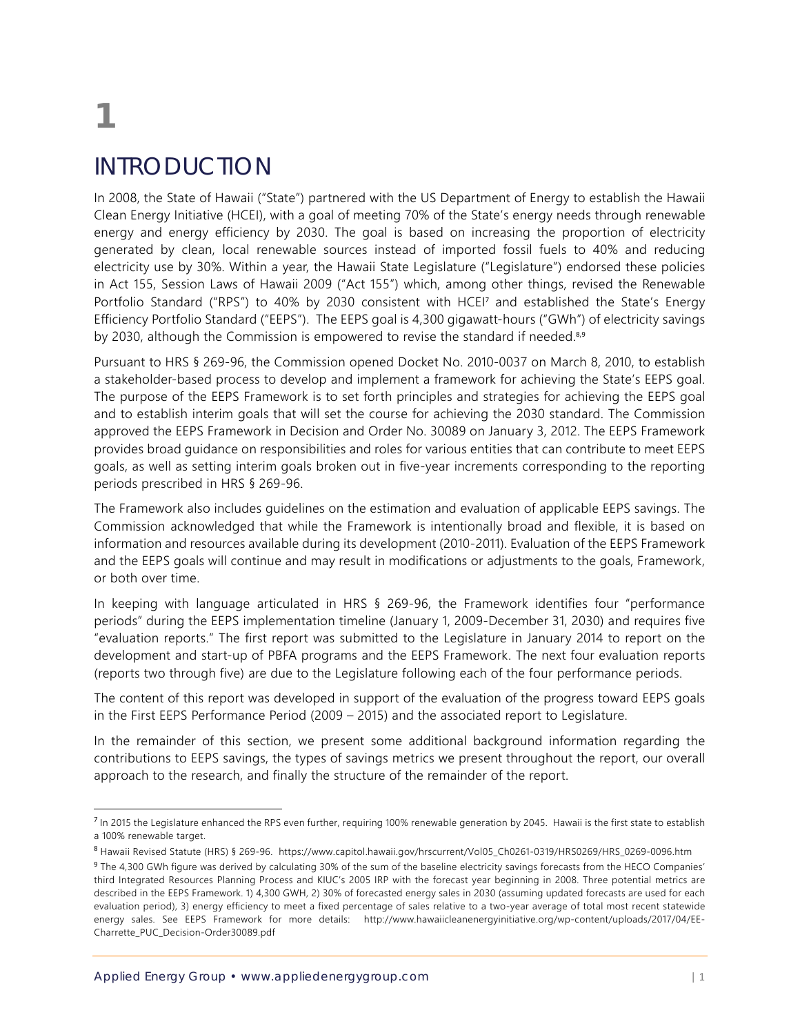# 1

# INTRODUCTION

In 2008, the State of Hawaii ("State") partnered with the US Department of Energy to establish the Hawaii Clean Energy Initiative (HCEI), with a goal of meeting 70% of the State's energy needs through renewable energy and energy efficiency by 2030. The goal is based on increasing the proportion of electricity generated by clean, local renewable sources instead of imported fossil fuels to 40% and reducing electricity use by 30%. Within a year, the Hawaii State Legislature ("Legislature") endorsed these policies in Act 155, Session Laws of Hawaii 2009 ("Act 155") which, among other things, revised the Renewable Portfolio Standard ("RPS") to 40% by 2030 consistent with HCEI[7] and established the State's Energy Efficiency Portfolio Standard ("EEPS"). The EEPS goal is 4,300 gigawatt-hours ("GWh") of electricity savings by 2030, although the Commission is empowered to revise the standard if needed.[8,9]

Pursuant to HRS § 269-96, the Commission opened Docket No. 2010-0037 on March 8, 2010, to establish a stakeholder-based process to develop and implement a framework for achieving the State's EEPS goal. The purpose of the EEPS Framework is to set forth principles and strategies for achieving the EEPS goal and to establish interim goals that will set the course for achieving the 2030 standard. The Commission approved the EEPS Framework in Decision and Order No. 30089 on January 3, 2012. The EEPS Framework provides broad guidance on responsibilities and roles for various entities that can contribute to meet EEPS goals, as well as setting interim goals broken out in five-year increments corresponding to the reporting periods prescribed in HRS § 269-96.

The Framework also includes guidelines on the estimation and evaluation of applicable EEPS savings. The Commission acknowledged that while the Framework is intentionally broad and flexible, it is based on information and resources available during its development (2010-2011). Evaluation of the EEPS Framework and the EEPS goals will continue and may result in modifications or adjustments to the goals, Framework, or both over time.

In keeping with language articulated in HRS § 269-96, the Framework identifies four "performance periods" during the EEPS implementation timeline (January 1, 2009-December 31, 2030) and requires five "evaluation reports." The first report was submitted to the Legislature in January 2014 to report on the development and start-up of PBFA programs and the EEPS Framework. The next four evaluation reports (reports two through five) are due to the Legislature following each of the four performance periods.

The content of this report was developed in support of the evaluation of the progress toward EEPS goals in the First EEPS Performance Period (2009 – 2015) and the associated report to Legislature.

In the remainder of this section, we present some additional background information regarding the contributions to EEPS savings, the types of savings metrics we present throughout the report, our overall approach to the research, and finally the structure of the remainder of the report.

---

[7] In 2015 the Legislature enhanced the RPS even further, requiring 100% renewable generation by 2045. Hawaii is the first state to establish a 100% renewable target.

[8] Hawaii Revised Statute (HRS) § 269-96. https://www.capitol.hawaii.gov/hrscurrent/Vol05_Ch0261-0319/HRS0269/HRS_0269-0096.htm

[9] The 4,300 GWh figure was derived by calculating 30% of the sum of the baseline electricity savings forecasts from the HECO Companies' third Integrated Resources Planning Process and KIUC's 2005 IRP with the forecast year beginning in 2008. Three potential metrics are described in the EEPS Framework. 1) 4,300 GWH, 2) 30% of forecasted energy sales in 2030 (assuming updated forecasts are used for each evaluation period), 3) energy efficiency to meet a fixed percentage of sales relative to a two-year average of total most recent statewide energy sales. See EEPS Framework for more details: http://www.hawaiicleanenergyinitiative.org/wp-content/uploads/2017/04/EE-Charrette_PUC_Decision-Order30089.pdf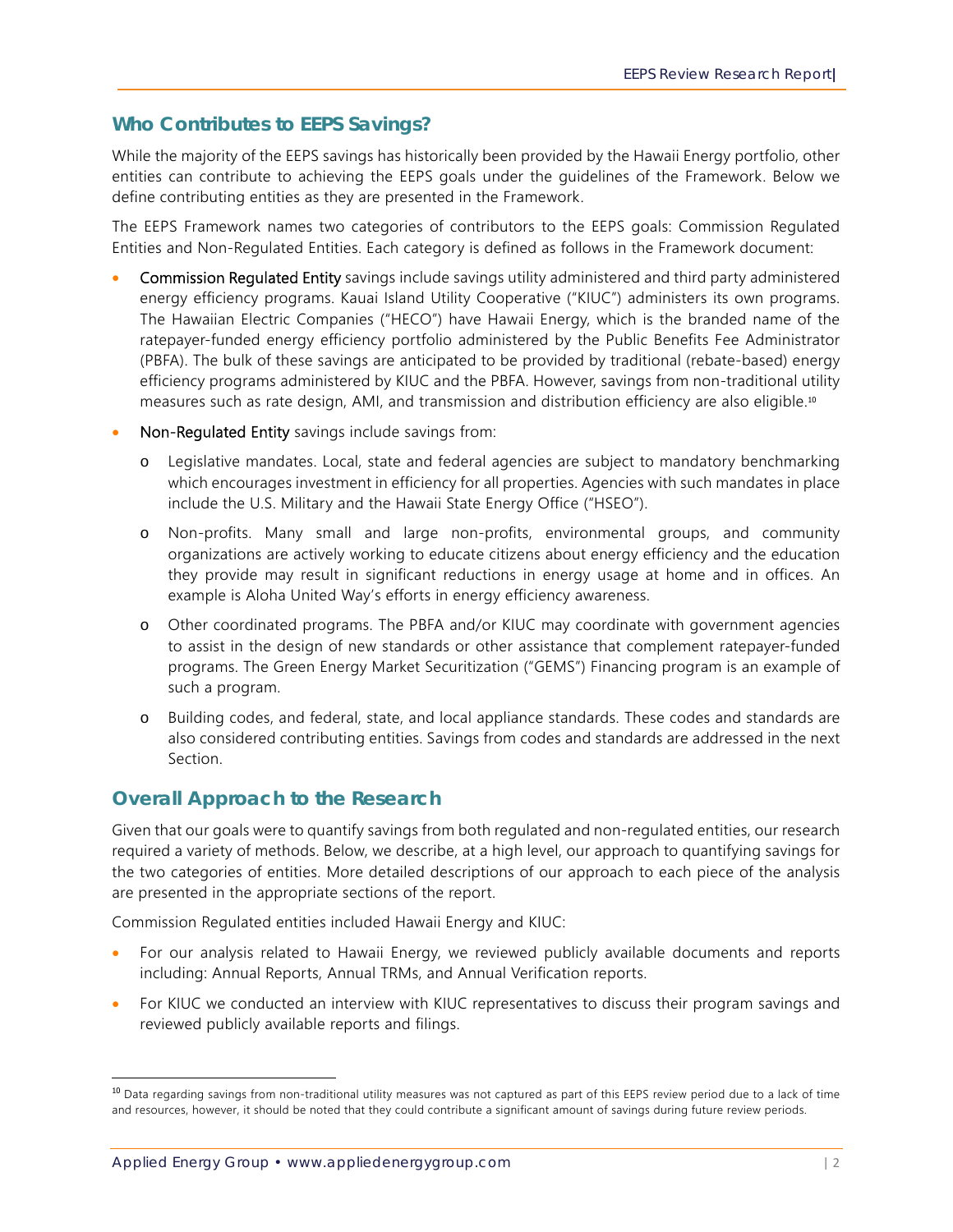## Who Contributes to EEPS Savings?

While the majority of the EEPS savings has historically been provided by the Hawaii Energy portfolio, other entities can contribute to achieving the EEPS goals under the guidelines of the Framework. Below we define contributing entities as they are presented in the Framework.

The EEPS Framework names two categories of contributors to the EEPS goals: Commission Regulated Entities and Non-Regulated Entities. Each category is defined as follows in the Framework document:

- Commission Regulated Entity savings include savings utility administered and third party administered energy efficiency programs. Kauai Island Utility Cooperative ("KIUC") administers its own programs. The Hawaiian Electric Companies ("HECO") have Hawaii Energy, which is the branded name of the ratepayer-funded energy efficiency portfolio administered by the Public Benefits Fee Administrator (PBFA). The bulk of these savings are anticipated to be provided by traditional (rebate-based) energy efficiency programs administered by KIUC and the PBFA. However, savings from non-traditional utility measures such as rate design, AMI, and transmission and distribution efficiency are also eligible.[10]
- Non-Regulated Entity savings include savings from:
  - Legislative mandates. Local, state and federal agencies are subject to mandatory benchmarking which encourages investment in efficiency for all properties. Agencies with such mandates in place include the U.S. Military and the Hawaii State Energy Office ("HSEO").
  - Non-profits. Many small and large non-profits, environmental groups, and community organizations are actively working to educate citizens about energy efficiency and the education they provide may result in significant reductions in energy usage at home and in offices. An example is Aloha United Way's efforts in energy efficiency awareness.
  - Other coordinated programs. The PBFA and/or KIUC may coordinate with government agencies to assist in the design of new standards or other assistance that complement ratepayer-funded programs. The Green Energy Market Securitization ("GEMS") Financing program is an example of such a program.
  - Building codes, and federal, state, and local appliance standards. These codes and standards are also considered contributing entities. Savings from codes and standards are addressed in the next Section.

## Overall Approach to the Research

Given that our goals were to quantify savings from both regulated and non-regulated entities, our research required a variety of methods. Below, we describe, at a high level, our approach to quantifying savings for the two categories of entities. More detailed descriptions of our approach to each piece of the analysis are presented in the appropriate sections of the report.

Commission Regulated entities included Hawaii Energy and KIUC:

- For our analysis related to Hawaii Energy, we reviewed publicly available documents and reports including: Annual Reports, Annual TRMs, and Annual Verification reports.
- For KIUC we conducted an interview with KIUC representatives to discuss their program savings and reviewed publicly available reports and filings.

[10] Data regarding savings from non-traditional utility measures was not captured as part of this EEPS review period due to a lack of time and resources, however, it should be noted that they could contribute a significant amount of savings during future review periods.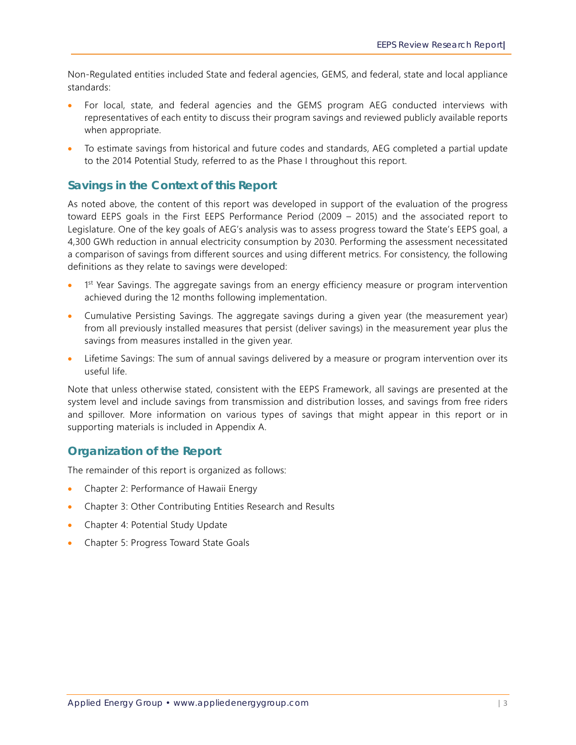Non-Regulated entities included State and federal agencies, GEMS, and federal, state and local appliance standards:

- For local, state, and federal agencies and the GEMS program AEG conducted interviews with representatives of each entity to discuss their program savings and reviewed publicly available reports when appropriate.
- To estimate savings from historical and future codes and standards, AEG completed a partial update to the 2014 Potential Study, referred to as the Phase I throughout this report.

## Savings in the Context of this Report

As noted above, the content of this report was developed in support of the evaluation of the progress toward EEPS goals in the First EEPS Performance Period (2009 – 2015) and the associated report to Legislature. One of the key goals of AEG's analysis was to assess progress toward the State's EEPS goal, a 4,300 GWh reduction in annual electricity consumption by 2030. Performing the assessment necessitated a comparison of savings from different sources and using different metrics. For consistency, the following definitions as they relate to savings were developed:

- 1st Year Savings. The aggregate savings from an energy efficiency measure or program intervention achieved during the 12 months following implementation.
- Cumulative Persisting Savings. The aggregate savings during a given year (the measurement year) from all previously installed measures that persist (deliver savings) in the measurement year plus the savings from measures installed in the given year.
- Lifetime Savings: The sum of annual savings delivered by a measure or program intervention over its useful life.

Note that unless otherwise stated, consistent with the EEPS Framework, all savings are presented at the system level and include savings from transmission and distribution losses, and savings from free riders and spillover. More information on various types of savings that might appear in this report or in supporting materials is included in Appendix A.

## Organization of the Report

The remainder of this report is organized as follows:

- Chapter 2: Performance of Hawaii Energy
- Chapter 3: Other Contributing Entities Research and Results
- Chapter 4: Potential Study Update
- Chapter 5: Progress Toward State Goals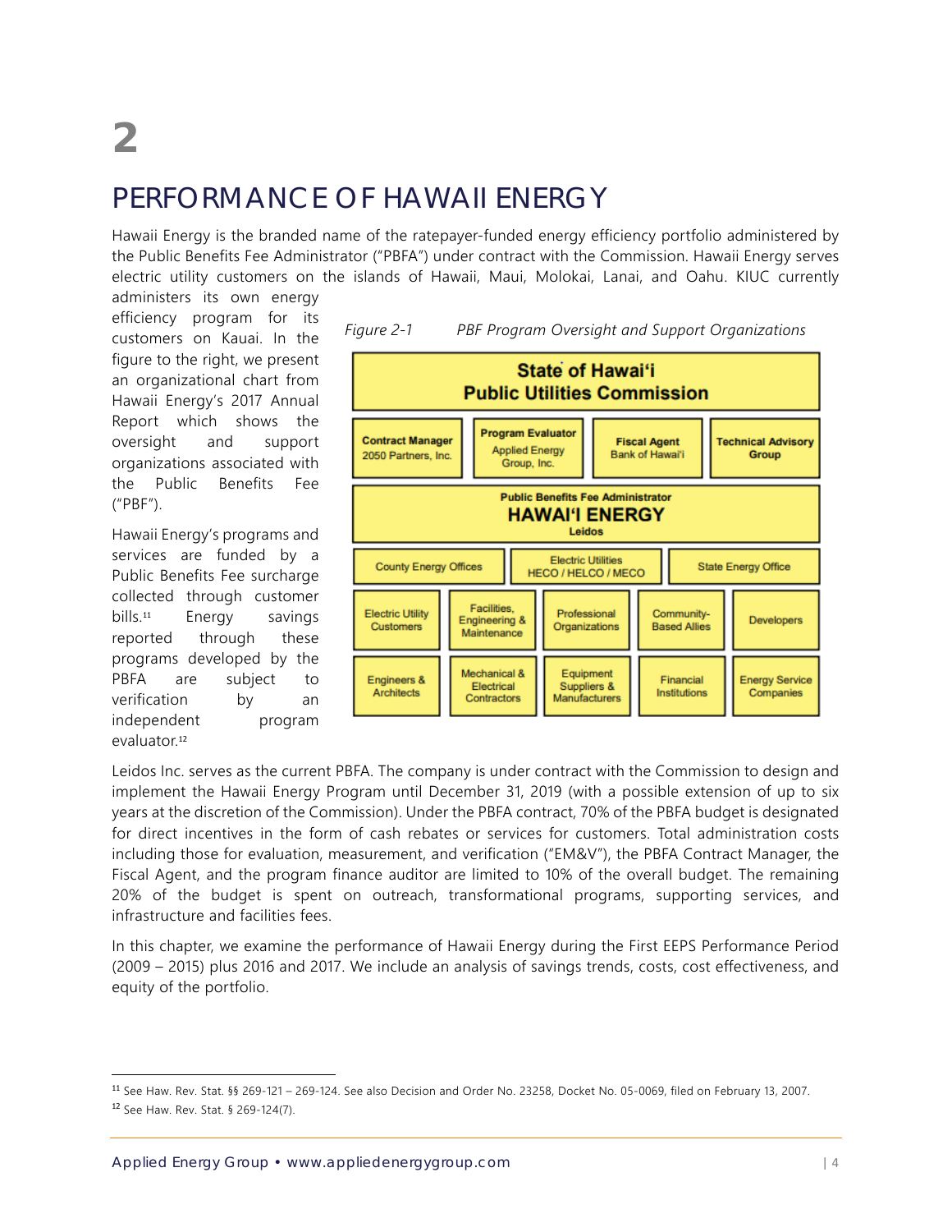# 2

# PERFORMANCE OF HAWAII ENERGY

Hawaii Energy is the branded name of the ratepayer-funded energy efficiency portfolio administered by the Public Benefits Fee Administrator ("PBFA") under contract with the Commission. Hawaii Energy serves electric utility customers on the islands of Hawaii, Maui, Molokai, Lanai, and Oahu. KIUC currently administers its own energy efficiency program for its customers on Kauai. In the figure to the right, we present an organizational chart from Hawaii Energy's 2017 Annual Report which shows the oversight and support organizations associated with the Public Benefits Fee ("PBF").

Hawaii Energy's programs and services are funded by a Public Benefits Fee surcharge collected through customer bills.[11] Energy savings reported through these programs developed by the PBFA are subject to verification by an independent program evaluator.[12]

*Figure 2-1 PBF Program Oversight and Support Organizations*

- **State of Hawai'i Public Utilities Commission**
  - **Contract Manager** – 2050 Partners, Inc.
  - **Program Evaluator** – Applied Energy Group, Inc.
  - **Fiscal Agent** – Bank of Hawai'i
  - **Technical Advisory Group**
- **Public Benefits Fee Administrator – HAWAI'I ENERGY** – Leidos
  - County Energy Offices
  - Electric Utilities – HECO / HELCO / MECO
  - State Energy Office
  - Electric Utility Customers
  - Facilities, Engineering & Maintenance
  - Professional Organizations
  - Community-Based Allies
  - Developers
  - Engineers & Architects
  - Mechanical & Electrical Contractors
  - Equipment Suppliers & Manufacturers
  - Financial Institutions
  - Energy Service Companies

Leidos Inc. serves as the current PBFA. The company is under contract with the Commission to design and implement the Hawaii Energy Program until December 31, 2019 (with a possible extension of up to six years at the discretion of the Commission). Under the PBFA contract, 70% of the PBFA budget is designated for direct incentives in the form of cash rebates or services for customers. Total administration costs including those for evaluation, measurement, and verification ("EM&V"), the PBFA Contract Manager, the Fiscal Agent, and the program finance auditor are limited to 10% of the overall budget. The remaining 20% of the budget is spent on outreach, transformational programs, supporting services, and infrastructure and facilities fees.

In this chapter, we examine the performance of Hawaii Energy during the First EEPS Performance Period (2009 – 2015) plus 2016 and 2017. We include an analysis of savings trends, costs, cost effectiveness, and equity of the portfolio.

---

[11] See Haw. Rev. Stat. §§ 269-121 – 269-124. See also Decision and Order No. 23258, Docket No. 05-0069, filed on February 13, 2007.

[12] See Haw. Rev. Stat. § 269-124(7).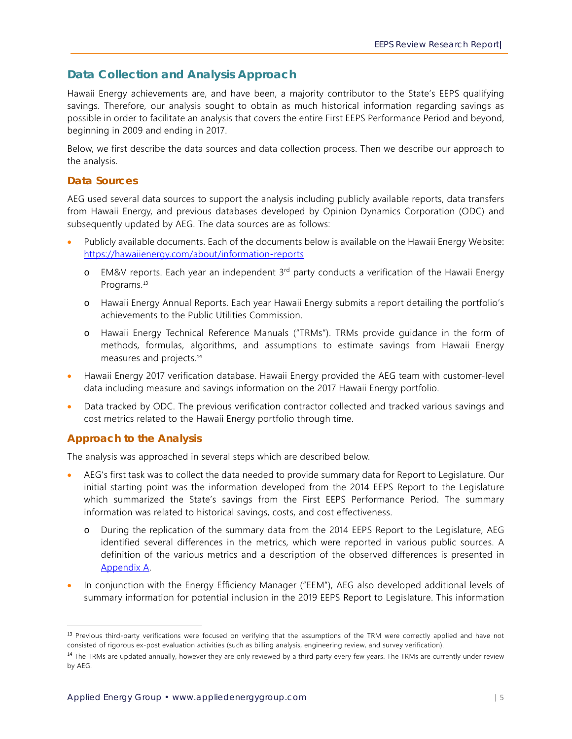## Data Collection and Analysis Approach

Hawaii Energy achievements are, and have been, a majority contributor to the State's EEPS qualifying savings. Therefore, our analysis sought to obtain as much historical information regarding savings as possible in order to facilitate an analysis that covers the entire First EEPS Performance Period and beyond, beginning in 2009 and ending in 2017.

Below, we first describe the data sources and data collection process. Then we describe our approach to the analysis.

### Data Sources

AEG used several data sources to support the analysis including publicly available reports, data transfers from Hawaii Energy, and previous databases developed by Opinion Dynamics Corporation (ODC) and subsequently updated by AEG. The data sources are as follows:

- Publicly available documents. Each of the documents below is available on the Hawaii Energy Website: https://hawaiienergy.com/about/information-reports
  - EM&V reports. Each year an independent 3rd party conducts a verification of the Hawaii Energy Programs.[13]
  - Hawaii Energy Annual Reports. Each year Hawaii Energy submits a report detailing the portfolio's achievements to the Public Utilities Commission.
  - Hawaii Energy Technical Reference Manuals ("TRMs"). TRMs provide guidance in the form of methods, formulas, algorithms, and assumptions to estimate savings from Hawaii Energy measures and projects.[14]
- Hawaii Energy 2017 verification database. Hawaii Energy provided the AEG team with customer-level data including measure and savings information on the 2017 Hawaii Energy portfolio.
- Data tracked by ODC. The previous verification contractor collected and tracked various savings and cost metrics related to the Hawaii Energy portfolio through time.

### Approach to the Analysis

The analysis was approached in several steps which are described below.

- AEG's first task was to collect the data needed to provide summary data for Report to Legislature. Our initial starting point was the information developed from the 2014 EEPS Report to the Legislature which summarized the State's savings from the First EEPS Performance Period. The summary information was related to historical savings, costs, and cost effectiveness.
  - During the replication of the summary data from the 2014 EEPS Report to the Legislature, AEG identified several differences in the metrics, which were reported in various public sources. A definition of the various metrics and a description of the observed differences is presented in Appendix A.
- In conjunction with the Energy Efficiency Manager ("EEM"), AEG also developed additional levels of summary information for potential inclusion in the 2019 EEPS Report to Legislature. This information

---

[13] Previous third-party verifications were focused on verifying that the assumptions of the TRM were correctly applied and have not consisted of rigorous ex-post evaluation activities (such as billing analysis, engineering review, and survey verification).

[14] The TRMs are updated annually, however they are only reviewed by a third party every few years. The TRMs are currently under review by AEG.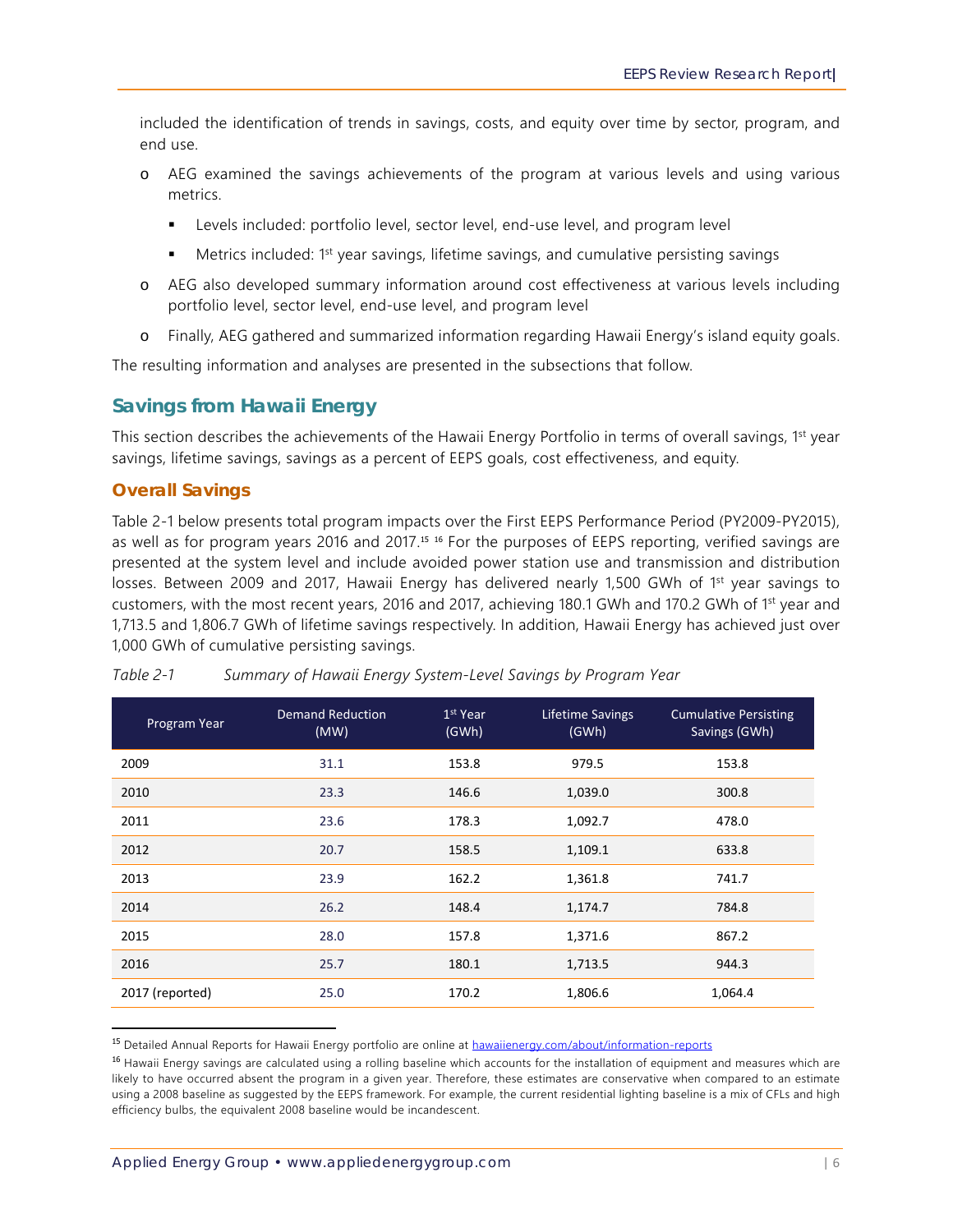included the identification of trends in savings, costs, and equity over time by sector, program, and end use.

- AEG examined the savings achievements of the program at various levels and using various metrics.
  - Levels included: portfolio level, sector level, end-use level, and program level
  - Metrics included: 1st year savings, lifetime savings, and cumulative persisting savings
- AEG also developed summary information around cost effectiveness at various levels including portfolio level, sector level, end-use level, and program level
- Finally, AEG gathered and summarized information regarding Hawaii Energy's island equity goals.

The resulting information and analyses are presented in the subsections that follow.

## Savings from Hawaii Energy

This section describes the achievements of the Hawaii Energy Portfolio in terms of overall savings, 1st year savings, lifetime savings, savings as a percent of EEPS goals, cost effectiveness, and equity.

### Overall Savings

Table 2-1 below presents total program impacts over the First EEPS Performance Period (PY2009-PY2015), as well as for program years 2016 and 2017.[15] [16] For the purposes of EEPS reporting, verified savings are presented at the system level and include avoided power station use and transmission and distribution losses. Between 2009 and 2017, Hawaii Energy has delivered nearly 1,500 GWh of 1st year savings to customers, with the most recent years, 2016 and 2017, achieving 180.1 GWh and 170.2 GWh of 1st year and 1,713.5 and 1,806.7 GWh of lifetime savings respectively. In addition, Hawaii Energy has achieved just over 1,000 GWh of cumulative persisting savings.

*Table 2-1 Summary of Hawaii Energy System-Level Savings by Program Year*

| Program Year | Demand Reduction (MW) | 1st Year (GWh) | Lifetime Savings (GWh) | Cumulative Persisting Savings (GWh) |
|---|---|---|---|---|
| 2009 | 31.1 | 153.8 | 979.5 | 153.8 |
| 2010 | 23.3 | 146.6 | 1,039.0 | 300.8 |
| 2011 | 23.6 | 178.3 | 1,092.7 | 478.0 |
| 2012 | 20.7 | 158.5 | 1,109.1 | 633.8 |
| 2013 | 23.9 | 162.2 | 1,361.8 | 741.7 |
| 2014 | 26.2 | 148.4 | 1,174.7 | 784.8 |
| 2015 | 28.0 | 157.8 | 1,371.6 | 867.2 |
| 2016 | 25.7 | 180.1 | 1,713.5 | 944.3 |
| 2017 (reported) | 25.0 | 170.2 | 1,806.6 | 1,064.4 |

[15] Detailed Annual Reports for Hawaii Energy portfolio are online at hawaiienergy.com/about/information-reports

[16] Hawaii Energy savings are calculated using a rolling baseline which accounts for the installation of equipment and measures which are likely to have occurred absent the program in a given year. Therefore, these estimates are conservative when compared to an estimate using a 2008 baseline as suggested by the EEPS framework. For example, the current residential lighting baseline is a mix of CFLs and high efficiency bulbs, the equivalent 2008 baseline would be incandescent.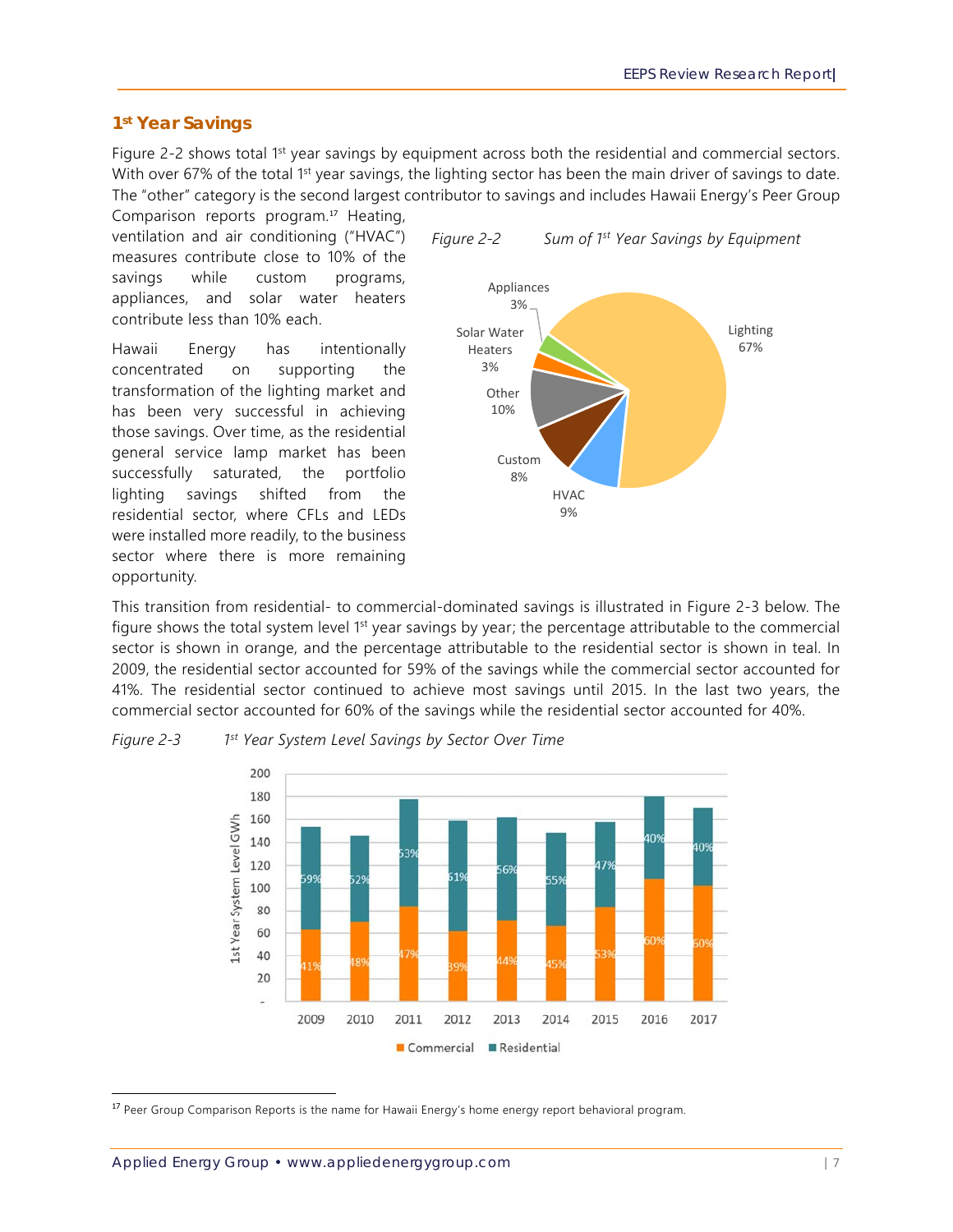## 1st Year Savings

Figure 2-2 shows total 1st year savings by equipment across both the residential and commercial sectors. With over 67% of the total 1st year savings, the lighting sector has been the main driver of savings to date. The "other" category is the second largest contributor to savings and includes Hawaii Energy's Peer Group Comparison reports program.[17] Heating, ventilation and air conditioning ("HVAC") measures contribute close to 10% of the savings while custom programs, appliances, and solar water heaters contribute less than 10% each.

Hawaii Energy has intentionally concentrated on supporting the transformation of the lighting market and has been very successful in achieving those savings. Over time, as the residential general service lamp market has been successfully saturated, the portfolio lighting savings shifted from the residential sector, where CFLs and LEDs were installed more readily, to the business sector where there is more remaining opportunity.

*Figure 2-2 Sum of 1st Year Savings by Equipment*

This transition from residential- to commercial-dominated savings is illustrated in Figure 2-3 below. The figure shows the total system level 1st year savings by year; the percentage attributable to the commercial sector is shown in orange, and the percentage attributable to the residential sector is shown in teal. In 2009, the residential sector accounted for 59% of the savings while the commercial sector accounted for 41%. The residential sector continued to achieve most savings until 2015. In the last two years, the commercial sector accounted for 60% of the savings while the residential sector accounted for 40%.

*Figure 2-3 1st Year System Level Savings by Sector Over Time*

---

[17] Peer Group Comparison Reports is the name for Hawaii Energy's home energy report behavioral program.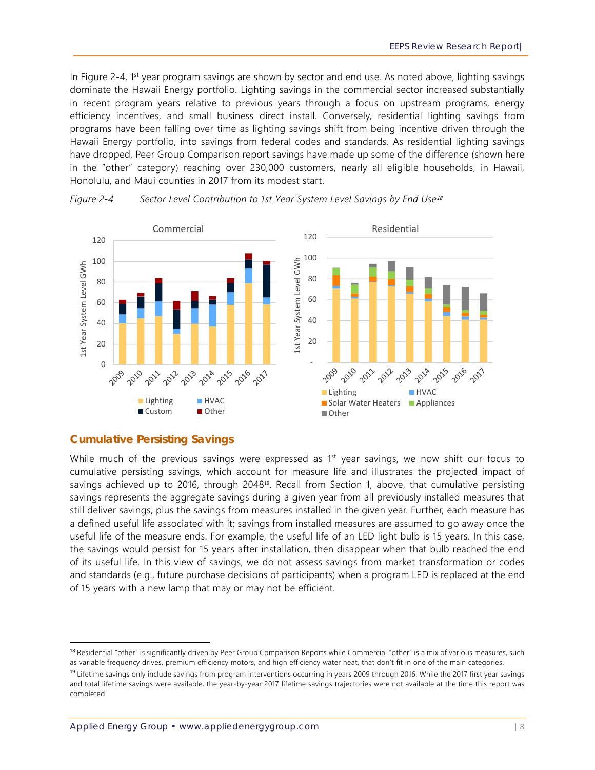In Figure 2-4, 1st year program savings are shown by sector and end use. As noted above, lighting savings dominate the Hawaii Energy portfolio. Lighting savings in the commercial sector increased substantially in recent program years relative to previous years through a focus on upstream programs, energy efficiency incentives, and small business direct install. Conversely, residential lighting savings from programs have been falling over time as lighting savings shift from being incentive-driven through the Hawaii Energy portfolio, into savings from federal codes and standards. As residential lighting savings have dropped, Peer Group Comparison report savings have made up some of the difference (shown here in the "other" category) reaching over 230,000 customers, nearly all eligible households, in Hawaii, Honolulu, and Maui counties in 2017 from its modest start.

*Figure 2-4 Sector Level Contribution to 1st Year System Level Savings by End Use*[18]

## Cumulative Persisting Savings

While much of the previous savings were expressed as 1st year savings, we now shift our focus to cumulative persisting savings, which account for measure life and illustrates the projected impact of savings achieved up to 2016, through 2048[19]. Recall from Section 1, above, that cumulative persisting savings represents the aggregate savings during a given year from all previously installed measures that still deliver savings, plus the savings from measures installed in the given year. Further, each measure has a defined useful life associated with it; savings from installed measures are assumed to go away once the useful life of the measure ends. For example, the useful life of an LED light bulb is 15 years. In this case, the savings would persist for 15 years after installation, then disappear when that bulb reached the end of its useful life. In this view of savings, we do not assess savings from market transformation or codes and standards (e.g., future purchase decisions of participants) when a program LED is replaced at the end of 15 years with a new lamp that may or may not be efficient.

---

[18] Residential "other" is significantly driven by Peer Group Comparison Reports while Commercial "other" is a mix of various measures, such as variable frequency drives, premium efficiency motors, and high efficiency water heat, that don't fit in one of the main categories.

[19] Lifetime savings only include savings from program interventions occurring in years 2009 through 2016. While the 2017 first year savings and total lifetime savings were available, the year-by-year 2017 lifetime savings trajectories were not available at the time this report was completed.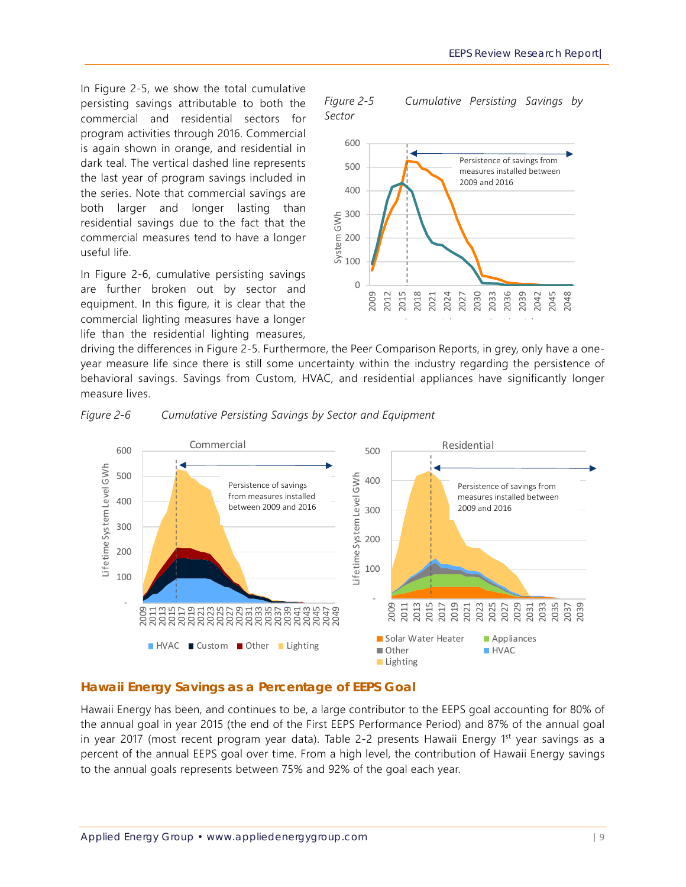In Figure 2-5, we show the total cumulative persisting savings attributable to both the commercial and residential sectors for program activities through 2016. Commercial is again shown in orange, and residential in dark teal. The vertical dashed line represents the last year of program savings included in the series. Note that commercial savings are both larger and longer lasting than residential savings due to the fact that the commercial measures tend to have a longer useful life.

*Figure 2-5 Cumulative Persisting Savings by Sector*

In Figure 2-6, cumulative persisting savings are further broken out by sector and equipment. In this figure, it is clear that the commercial lighting measures have a longer life than the residential lighting measures, driving the differences in Figure 2-5. Furthermore, the Peer Comparison Reports, in grey, only have a one-year measure life since there is still some uncertainty within the industry regarding the persistence of behavioral savings. Savings from Custom, HVAC, and residential appliances have significantly longer measure lives.

*Figure 2-6 Cumulative Persisting Savings by Sector and Equipment*

### Hawaii Energy Savings as a Percentage of EEPS Goal

Hawaii Energy has been, and continues to be, a large contributor to the EEPS goal accounting for 80% of the annual goal in year 2015 (the end of the First EEPS Performance Period) and 87% of the annual goal in year 2017 (most recent program year data). Table 2-2 presents Hawaii Energy 1st year savings as a percent of the annual EEPS goal over time. From a high level, the contribution of Hawaii Energy savings to the annual goals represents between 75% and 92% of the goal each year.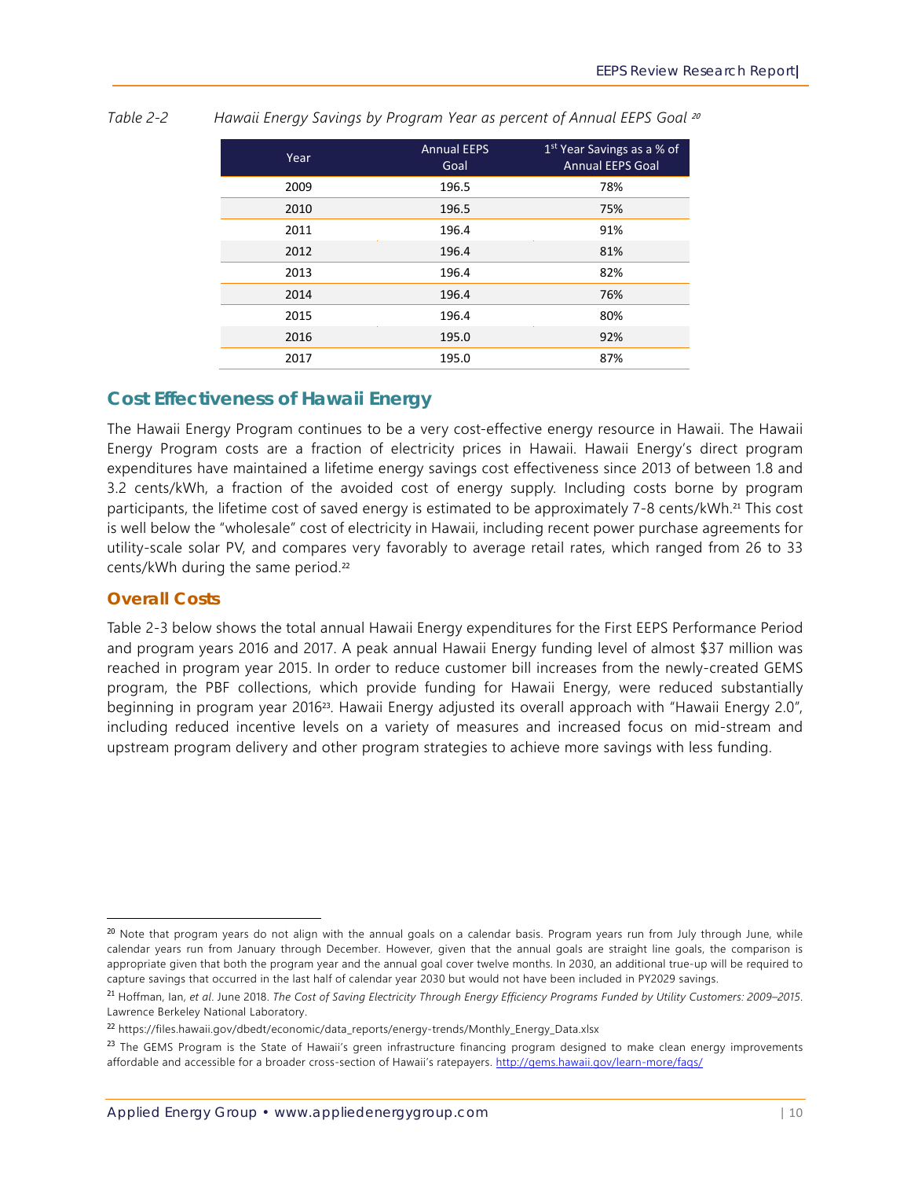Table 2-2 *Hawaii Energy Savings by Program Year as percent of Annual EEPS Goal* [20]

| Year | Annual EEPS Goal | 1st Year Savings as a % of Annual EEPS Goal |
|---|---|---|
| 2009 | 196.5 | 78% |
| 2010 | 196.5 | 75% |
| 2011 | 196.4 | 91% |
| 2012 | 196.4 | 81% |
| 2013 | 196.4 | 82% |
| 2014 | 196.4 | 76% |
| 2015 | 196.4 | 80% |
| 2016 | 195.0 | 92% |
| 2017 | 195.0 | 87% |

## Cost Effectiveness of Hawaii Energy

The Hawaii Energy Program continues to be a very cost-effective energy resource in Hawaii. The Hawaii Energy Program costs are a fraction of electricity prices in Hawaii. Hawaii Energy's direct program expenditures have maintained a lifetime energy savings cost effectiveness since 2013 of between 1.8 and 3.2 cents/kWh, a fraction of the avoided cost of energy supply. Including costs borne by program participants, the lifetime cost of saved energy is estimated to be approximately 7-8 cents/kWh.[21] This cost is well below the "wholesale" cost of electricity in Hawaii, including recent power purchase agreements for utility-scale solar PV, and compares very favorably to average retail rates, which ranged from 26 to 33 cents/kWh during the same period.[22]

### Overall Costs

Table 2-3 below shows the total annual Hawaii Energy expenditures for the First EEPS Performance Period and program years 2016 and 2017. A peak annual Hawaii Energy funding level of almost $37 million was reached in program year 2015. In order to reduce customer bill increases from the newly-created GEMS program, the PBF collections, which provide funding for Hawaii Energy, were reduced substantially beginning in program year 2016[23]. Hawaii Energy adjusted its overall approach with "Hawaii Energy 2.0", including reduced incentive levels on a variety of measures and increased focus on mid-stream and upstream program delivery and other program strategies to achieve more savings with less funding.

---

[20] Note that program years do not align with the annual goals on a calendar basis. Program years run from July through June, while calendar years run from January through December. However, given that the annual goals are straight line goals, the comparison is appropriate given that both the program year and the annual goal cover twelve months. In 2030, an additional true-up will be required to capture savings that occurred in the last half of calendar year 2030 but would not have been included in PY2029 savings.

[21] Hoffman, Ian, *et al*. June 2018. *The Cost of Saving Electricity Through Energy Efficiency Programs Funded by Utility Customers: 2009–2015*. Lawrence Berkeley National Laboratory.

[22] https://files.hawaii.gov/dbedt/economic/data_reports/energy-trends/Monthly_Energy_Data.xlsx

[23] The GEMS Program is the State of Hawaii's green infrastructure financing program designed to make clean energy improvements affordable and accessible for a broader cross-section of Hawaii's ratepayers. http://gems.hawaii.gov/learn-more/faqs/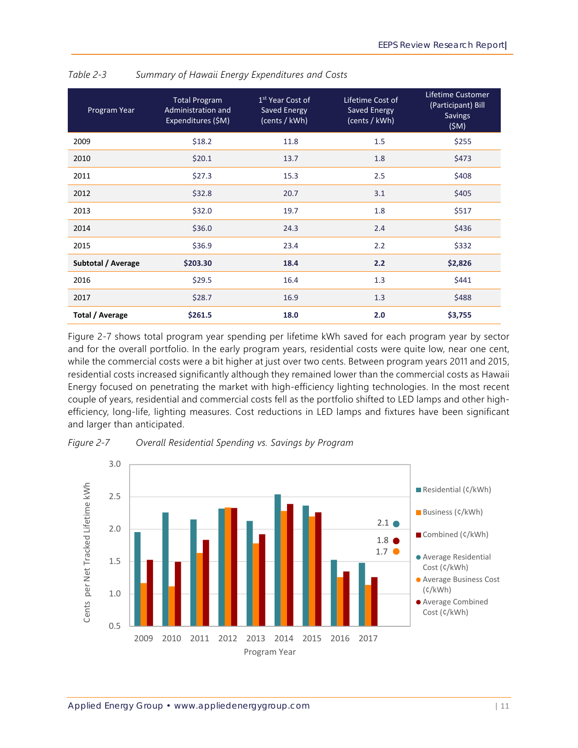*Table 2-3 Summary of Hawaii Energy Expenditures and Costs*

| Program Year | Total Program Administration and Expenditures ($M) | 1st Year Cost of Saved Energy (cents / kWh) | Lifetime Cost of Saved Energy (cents / kWh) | Lifetime Customer (Participant) Bill Savings ($M) |
|---|---|---|---|---|
| 2009 | $18.2 | 11.8 | 1.5 | $255 |
| 2010 | $20.1 | 13.7 | 1.8 | $473 |
| 2011 | $27.3 | 15.3 | 2.5 | $408 |
| 2012 | $32.8 | 20.7 | 3.1 | $405 |
| 2013 | $32.0 | 19.7 | 1.8 | $517 |
| 2014 | $36.0 | 24.3 | 2.4 | $436 |
| 2015 | $36.9 | 23.4 | 2.2 | $332 |
| **Subtotal / Average** | **$203.30** | **18.4** | **2.2** | **$2,826** |
| 2016 | $29.5 | 16.4 | 1.3 | $441 |
| 2017 | $28.7 | 16.9 | 1.3 | $488 |
| **Total / Average** | **$261.5** | **18.0** | **2.0** | **$3,755** |

Figure 2-7 shows total program year spending per lifetime kWh saved for each program year by sector and for the overall portfolio. In the early program years, residential costs were quite low, near one cent, while the commercial costs were a bit higher at just over two cents. Between program years 2011 and 2015, residential costs increased significantly although they remained lower than the commercial costs as Hawaii Energy focused on penetrating the market with high-efficiency lighting technologies. In the most recent couple of years, residential and commercial costs fell as the portfolio shifted to LED lamps and other high-efficiency, long-life, lighting measures. Cost reductions in LED lamps and fixtures have been significant and larger than anticipated.

*Figure 2-7 Overall Residential Spending vs. Savings by Program*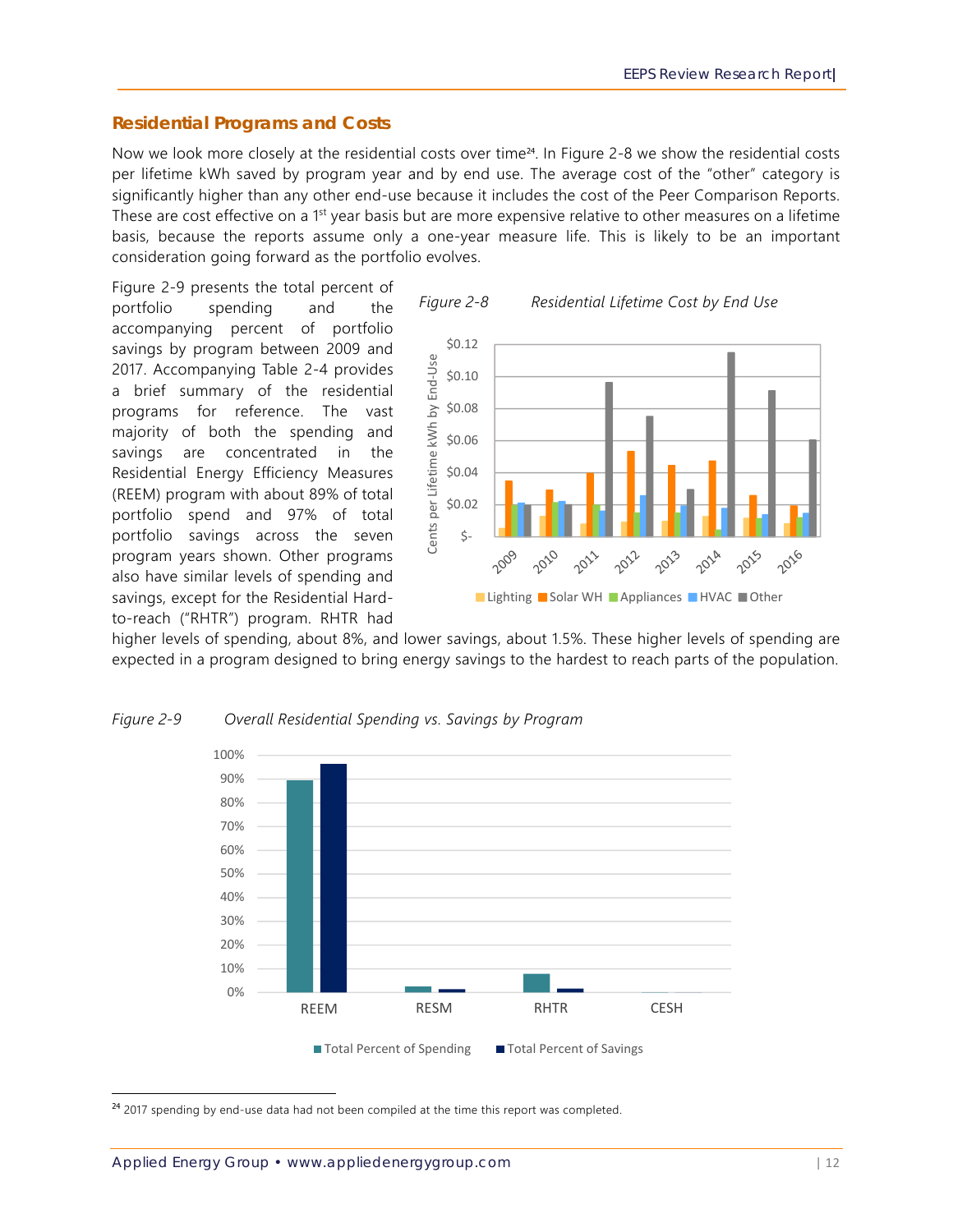## Residential Programs and Costs

Now we look more closely at the residential costs over time[24]. In Figure 2-8 we show the residential costs per lifetime kWh saved by program year and by end use. The average cost of the "other" category is significantly higher than any other end-use because it includes the cost of the Peer Comparison Reports. These are cost effective on a 1st year basis but are more expensive relative to other measures on a lifetime basis, because the reports assume only a one-year measure life. This is likely to be an important consideration going forward as the portfolio evolves.

Figure 2-9 presents the total percent of portfolio spending and the accompanying percent of portfolio savings by program between 2009 and 2017. Accompanying Table 2-4 provides a brief summary of the residential programs for reference. The vast majority of both the spending and savings are concentrated in the Residential Energy Efficiency Measures (REEM) program with about 89% of total portfolio spend and 97% of total portfolio savings across the seven program years shown. Other programs also have similar levels of spending and savings, except for the Residential Hard-to-reach ("RHTR") program. RHTR had higher levels of spending, about 8%, and lower savings, about 1.5%. These higher levels of spending are expected in a program designed to bring energy savings to the hardest to reach parts of the population.

*Figure 2-8 Residential Lifetime Cost by End Use*

*Figure 2-9 Overall Residential Spending vs. Savings by Program*

[24] 2017 spending by end-use data had not been compiled at the time this report was completed.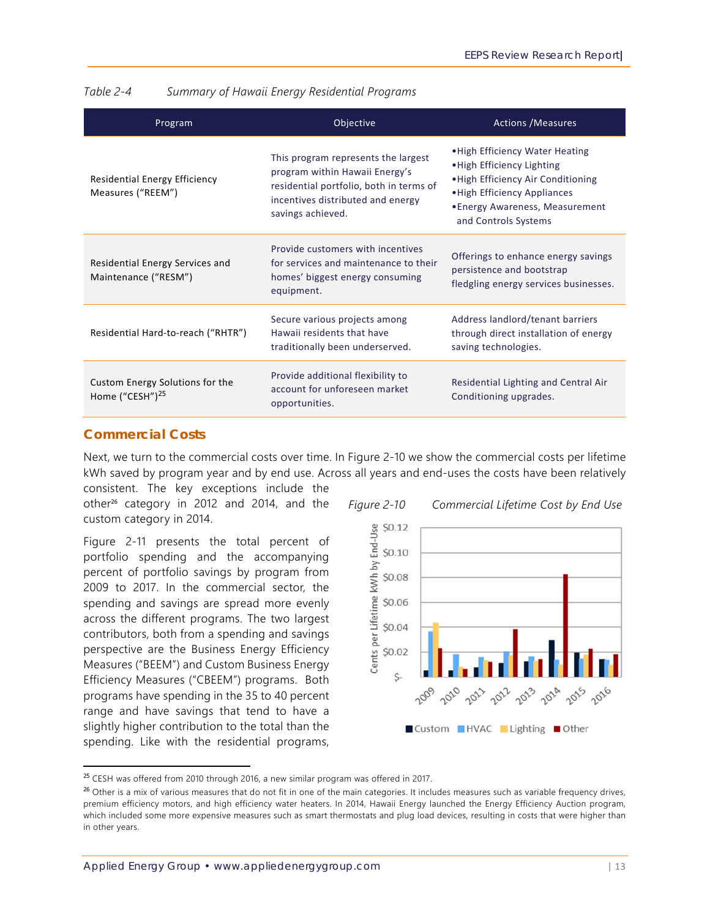*Table 2-4 Summary of Hawaii Energy Residential Programs*

| Program | Objective | Actions /Measures |
|---|---|---|
| Residential Energy Efficiency Measures ("REEM") | This program represents the largest program within Hawaii Energy's residential portfolio, both in terms of incentives distributed and energy savings achieved. | •High Efficiency Water Heating<br>•High Efficiency Lighting<br>•High Efficiency Air Conditioning<br>•High Efficiency Appliances<br>•Energy Awareness, Measurement and Controls Systems |
| Residential Energy Services and Maintenance ("RESM") | Provide customers with incentives for services and maintenance to their homes' biggest energy consuming equipment. | Offerings to enhance energy savings persistence and bootstrap fledgling energy services businesses. |
| Residential Hard-to-reach ("RHTR") | Secure various projects among Hawaii residents that have traditionally been underserved. | Address landlord/tenant barriers through direct installation of energy saving technologies. |
| Custom Energy Solutions for the Home ("CESH")[25] | Provide additional flexibility to account for unforeseen market opportunities. | Residential Lighting and Central Air Conditioning upgrades. |

## Commercial Costs

Next, we turn to the commercial costs over time. In Figure 2-10 we show the commercial costs per lifetime kWh saved by program year and by end use. Across all years and end-uses the costs have been relatively consistent. The key exceptions include the other[26] category in 2012 and 2014, and the custom category in 2014.

*Figure 2-10 Commercial Lifetime Cost by End Use*

Figure 2-11 presents the total percent of portfolio spending and the accompanying percent of portfolio savings by program from 2009 to 2017. In the commercial sector, the spending and savings are spread more evenly across the different programs. The two largest contributors, both from a spending and savings perspective are the Business Energy Efficiency Measures ("BEEM") and Custom Business Energy Efficiency Measures ("CBEEM") programs. Both programs have spending in the 35 to 40 percent range and have savings that tend to have a slightly higher contribution to the total than the spending. Like with the residential programs,

[25] CESH was offered from 2010 through 2016, a new similar program was offered in 2017.

[26] Other is a mix of various measures that do not fit in one of the main categories. It includes measures such as variable frequency drives, premium efficiency motors, and high efficiency water heaters. In 2014, Hawaii Energy launched the Energy Efficiency Auction program, which included some more expensive measures such as smart thermostats and plug load devices, resulting in costs that were higher than in other years.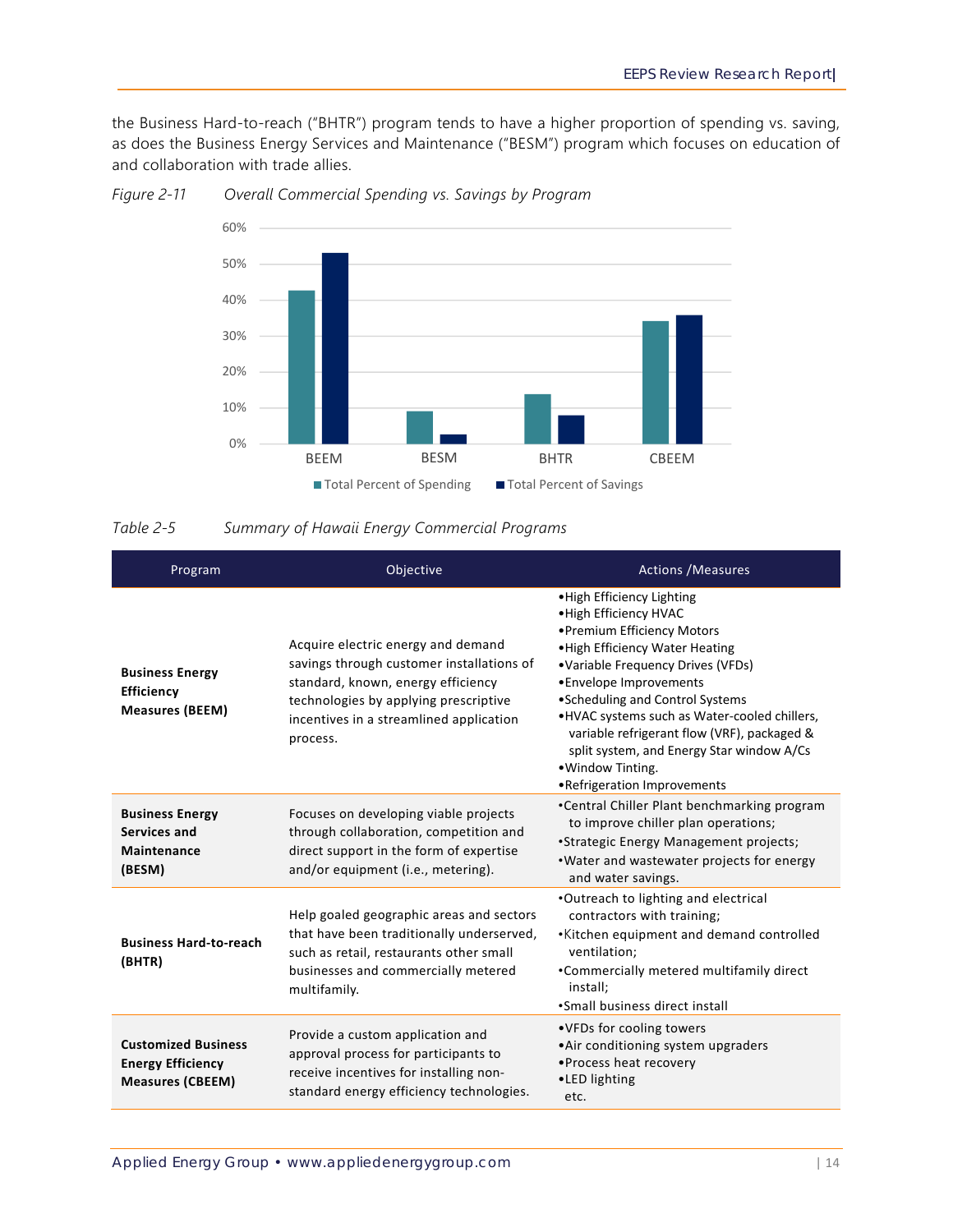the Business Hard-to-reach ("BHTR") program tends to have a higher proportion of spending vs. saving, as does the Business Energy Services and Maintenance ("BESM") program which focuses on education of and collaboration with trade allies.

*Figure 2-11 Overall Commercial Spending vs. Savings by Program*

*Table 2-5 Summary of Hawaii Energy Commercial Programs*

| Program | Objective | Actions /Measures |
|---|---|---|
| **Business Energy Efficiency Measures (BEEM)** | Acquire electric energy and demand savings through customer installations of standard, known, energy efficiency technologies by applying prescriptive incentives in a streamlined application process. | •High Efficiency Lighting<br>•High Efficiency HVAC<br>•Premium Efficiency Motors<br>•High Efficiency Water Heating<br>•Variable Frequency Drives (VFDs)<br>•Envelope Improvements<br>•Scheduling and Control Systems<br>•HVAC systems such as Water-cooled chillers, variable refrigerant flow (VRF), packaged & split system, and Energy Star window A/Cs<br>•Window Tinting.<br>•Refrigeration Improvements |
| **Business Energy Services and Maintenance (BESM)** | Focuses on developing viable projects through collaboration, competition and direct support in the form of expertise and/or equipment (i.e., metering). | •Central Chiller Plant benchmarking program to improve chiller plan operations;<br>•Strategic Energy Management projects;<br>•Water and wastewater projects for energy and water savings. |
| **Business Hard-to-reach (BHTR)** | Help goaled geographic areas and sectors that have been traditionally underserved, such as retail, restaurants other small businesses and commercially metered multifamily. | •Outreach to lighting and electrical contractors with training;<br>•Kitchen equipment and demand controlled ventilation;<br>•Commercially metered multifamily direct install;<br>•Small business direct install |
| **Customized Business Energy Efficiency Measures (CBEEM)** | Provide a custom application and approval process for participants to receive incentives for installing non-standard energy efficiency technologies. | •VFDs for cooling towers<br>•Air conditioning system upgraders<br>•Process heat recovery<br>•LED lighting<br>etc. |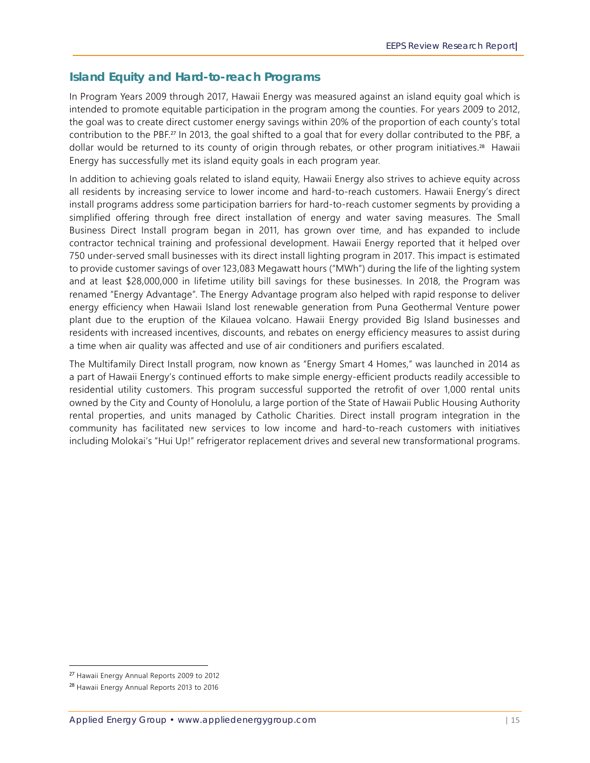## Island Equity and Hard-to-reach Programs

In Program Years 2009 through 2017, Hawaii Energy was measured against an island equity goal which is intended to promote equitable participation in the program among the counties. For years 2009 to 2012, the goal was to create direct customer energy savings within 20% of the proportion of each county's total contribution to the PBF.[27] In 2013, the goal shifted to a goal that for every dollar contributed to the PBF, a dollar would be returned to its county of origin through rebates, or other program initiatives.[28] Hawaii Energy has successfully met its island equity goals in each program year.

In addition to achieving goals related to island equity, Hawaii Energy also strives to achieve equity across all residents by increasing service to lower income and hard-to-reach customers. Hawaii Energy's direct install programs address some participation barriers for hard-to-reach customer segments by providing a simplified offering through free direct installation of energy and water saving measures. The Small Business Direct Install program began in 2011, has grown over time, and has expanded to include contractor technical training and professional development. Hawaii Energy reported that it helped over 750 under-served small businesses with its direct install lighting program in 2017. This impact is estimated to provide customer savings of over 123,083 Megawatt hours ("MWh") during the life of the lighting system and at least $28,000,000 in lifetime utility bill savings for these businesses. In 2018, the Program was renamed "Energy Advantage". The Energy Advantage program also helped with rapid response to deliver energy efficiency when Hawaii Island lost renewable generation from Puna Geothermal Venture power plant due to the eruption of the Kilauea volcano. Hawaii Energy provided Big Island businesses and residents with increased incentives, discounts, and rebates on energy efficiency measures to assist during a time when air quality was affected and use of air conditioners and purifiers escalated.

The Multifamily Direct Install program, now known as "Energy Smart 4 Homes," was launched in 2014 as a part of Hawaii Energy's continued efforts to make simple energy-efficient products readily accessible to residential utility customers. This program successful supported the retrofit of over 1,000 rental units owned by the City and County of Honolulu, a large portion of the State of Hawaii Public Housing Authority rental properties, and units managed by Catholic Charities. Direct install program integration in the community has facilitated new services to low income and hard-to-reach customers with initiatives including Molokai's "Hui Up!" refrigerator replacement drives and several new transformational programs.

---

[27] Hawaii Energy Annual Reports 2009 to 2012

[28] Hawaii Energy Annual Reports 2013 to 2016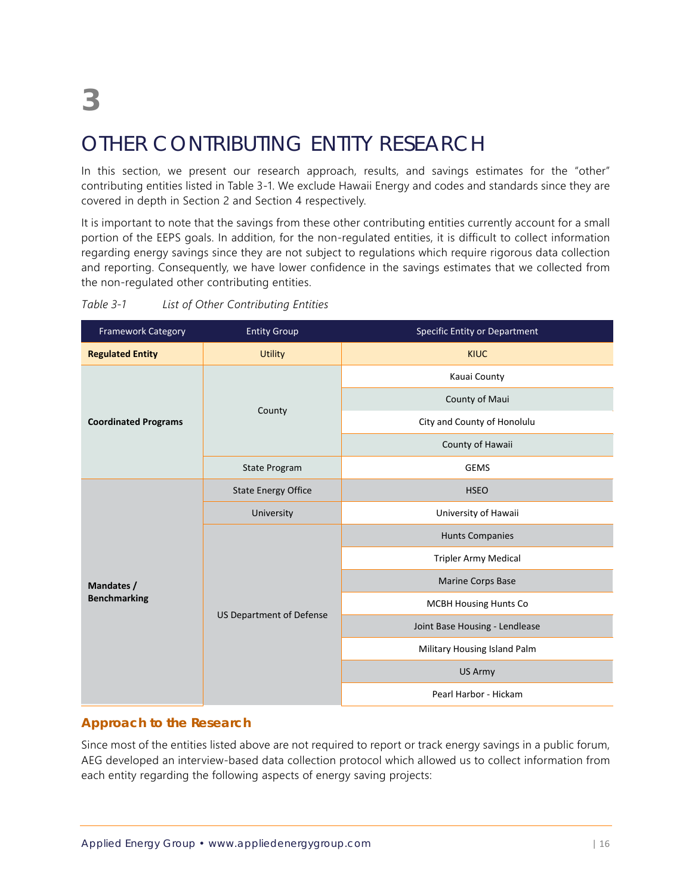# 3

# OTHER CONTRIBUTING ENTITY RESEARCH

In this section, we present our research approach, results, and savings estimates for the "other" contributing entities listed in Table 3-1. We exclude Hawaii Energy and codes and standards since they are covered in depth in Section 2 and Section 4 respectively.

It is important to note that the savings from these other contributing entities currently account for a small portion of the EEPS goals. In addition, for the non-regulated entities, it is difficult to collect information regarding energy savings since they are not subject to regulations which require rigorous data collection and reporting. Consequently, we have lower confidence in the savings estimates that we collected from the non-regulated other contributing entities.

*Table 3-1 List of Other Contributing Entities*

| Framework Category | Entity Group | Specific Entity or Department |
|---|---|---|
| **Regulated Entity** | Utility | KIUC |
| **Coordinated Programs** | County | Kauai County |
| | | County of Maui |
| | | City and County of Honolulu |
| | | County of Hawaii |
| | State Program | GEMS |
| **Mandates / Benchmarking** | State Energy Office | HSEO |
| | University | University of Hawaii |
| | US Department of Defense | Hunts Companies |
| | | Tripler Army Medical |
| | | Marine Corps Base |
| | | MCBH Housing Hunts Co |
| | | Joint Base Housing - Lendlease |
| | | Military Housing Island Palm |
| | | US Army |
| | | Pearl Harbor - Hickam |

## Approach to the Research

Since most of the entities listed above are not required to report or track energy savings in a public forum, AEG developed an interview-based data collection protocol which allowed us to collect information from each entity regarding the following aspects of energy saving projects: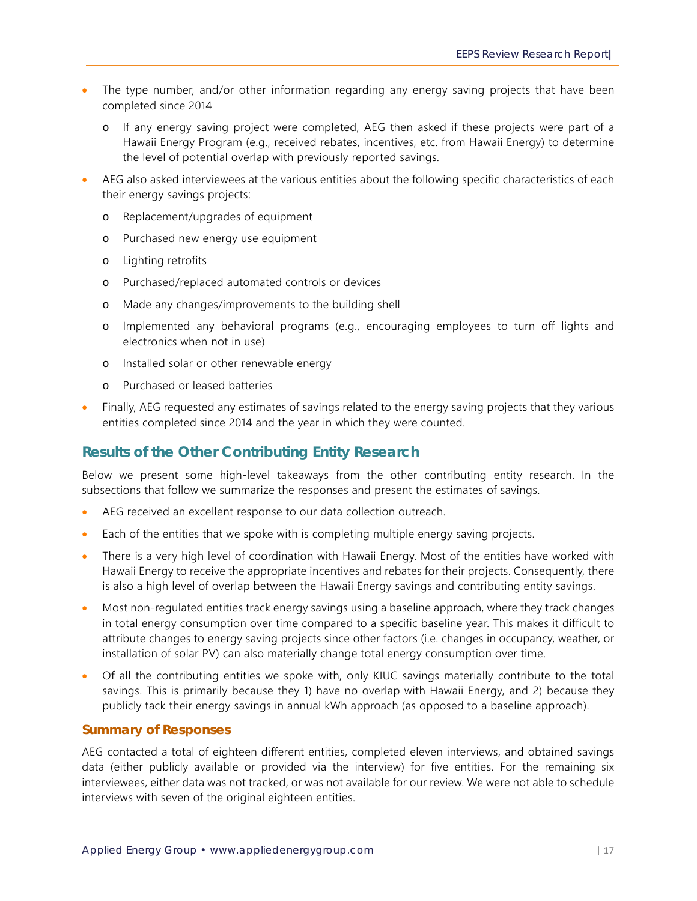- The type number, and/or other information regarding any energy saving projects that have been completed since 2014
  - If any energy saving project were completed, AEG then asked if these projects were part of a Hawaii Energy Program (e.g., received rebates, incentives, etc. from Hawaii Energy) to determine the level of potential overlap with previously reported savings.
- AEG also asked interviewees at the various entities about the following specific characteristics of each their energy savings projects:
  - Replacement/upgrades of equipment
  - Purchased new energy use equipment
  - Lighting retrofits
  - Purchased/replaced automated controls or devices
  - Made any changes/improvements to the building shell
  - Implemented any behavioral programs (e.g., encouraging employees to turn off lights and electronics when not in use)
  - Installed solar or other renewable energy
  - Purchased or leased batteries
- Finally, AEG requested any estimates of savings related to the energy saving projects that they various entities completed since 2014 and the year in which they were counted.

## Results of the Other Contributing Entity Research

Below we present some high-level takeaways from the other contributing entity research. In the subsections that follow we summarize the responses and present the estimates of savings.

- AEG received an excellent response to our data collection outreach.
- Each of the entities that we spoke with is completing multiple energy saving projects.
- There is a very high level of coordination with Hawaii Energy. Most of the entities have worked with Hawaii Energy to receive the appropriate incentives and rebates for their projects. Consequently, there is also a high level of overlap between the Hawaii Energy savings and contributing entity savings.
- Most non-regulated entities track energy savings using a baseline approach, where they track changes in total energy consumption over time compared to a specific baseline year. This makes it difficult to attribute changes to energy saving projects since other factors (i.e. changes in occupancy, weather, or installation of solar PV) can also materially change total energy consumption over time.
- Of all the contributing entities we spoke with, only KIUC savings materially contribute to the total savings. This is primarily because they 1) have no overlap with Hawaii Energy, and 2) because they publicly tack their energy savings in annual kWh approach (as opposed to a baseline approach).

### Summary of Responses

AEG contacted a total of eighteen different entities, completed eleven interviews, and obtained savings data (either publicly available or provided via the interview) for five entities. For the remaining six interviewees, either data was not tracked, or was not available for our review. We were not able to schedule interviews with seven of the original eighteen entities.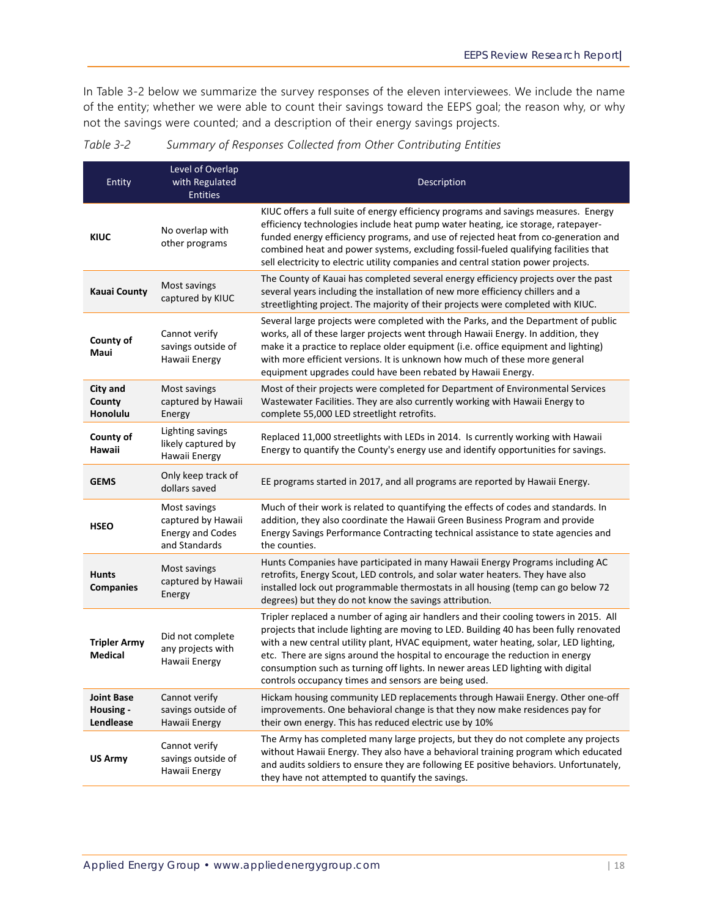In Table 3-2 below we summarize the survey responses of the eleven interviewees. We include the name of the entity; whether we were able to count their savings toward the EEPS goal; the reason why, or why not the savings were counted; and a description of their energy savings projects.

*Table 3-2 Summary of Responses Collected from Other Contributing Entities*

| Entity | Level of Overlap with Regulated Entities | Description |
|---|---|---|
| **KIUC** | No overlap with other programs | KIUC offers a full suite of energy efficiency programs and savings measures. Energy efficiency technologies include heat pump water heating, ice storage, ratepayer-funded energy efficiency programs, and use of rejected heat from co-generation and combined heat and power systems, excluding fossil-fueled qualifying facilities that sell electricity to electric utility companies and central station power projects. |
| **Kauai County** | Most savings captured by KIUC | The County of Kauai has completed several energy efficiency projects over the past several years including the installation of new more efficiency chillers and a streetlighting project. The majority of their projects were completed with KIUC. |
| **County of Maui** | Cannot verify savings outside of Hawaii Energy | Several large projects were completed with the Parks, and the Department of public works, all of these larger projects went through Hawaii Energy. In addition, they make it a practice to replace older equipment (i.e. office equipment and lighting) with more efficient versions. It is unknown how much of these more general equipment upgrades could have been rebated by Hawaii Energy. |
| **City and County Honolulu** | Most savings captured by Hawaii Energy | Most of their projects were completed for Department of Environmental Services Wastewater Facilities. They are also currently working with Hawaii Energy to complete 55,000 LED streetlight retrofits. |
| **County of Hawaii** | Lighting savings likely captured by Hawaii Energy | Replaced 11,000 streetlights with LEDs in 2014. Is currently working with Hawaii Energy to quantify the County's energy use and identify opportunities for savings. |
| **GEMS** | Only keep track of dollars saved | EE programs started in 2017, and all programs are reported by Hawaii Energy. |
| **HSEO** | Most savings captured by Hawaii Energy and Codes and Standards | Much of their work is related to quantifying the effects of codes and standards. In addition, they also coordinate the Hawaii Green Business Program and provide Energy Savings Performance Contracting technical assistance to state agencies and the counties. |
| **Hunts Companies** | Most savings captured by Hawaii Energy | Hunts Companies have participated in many Hawaii Energy Programs including AC retrofits, Energy Scout, LED controls, and solar water heaters. They have also installed lock out programmable thermostats in all housing (temp can go below 72 degrees) but they do not know the savings attribution. |
| **Tripler Army Medical** | Did not complete any projects with Hawaii Energy | Tripler replaced a number of aging air handlers and their cooling towers in 2015. All projects that include lighting are moving to LED. Building 40 has been fully renovated with a new central utility plant, HVAC equipment, water heating, solar, LED lighting, etc. There are signs around the hospital to encourage the reduction in energy consumption such as turning off lights. In newer areas LED lighting with digital controls occupancy times and sensors are being used. |
| **Joint Base Housing - Lendlease** | Cannot verify savings outside of Hawaii Energy | Hickam housing community LED replacements through Hawaii Energy. Other one-off improvements. One behavioral change is that they now make residences pay for their own energy. This has reduced electric use by 10% |
| **US Army** | Cannot verify savings outside of Hawaii Energy | The Army has completed many large projects, but they do not complete any projects without Hawaii Energy. They also have a behavioral training program which educated and audits soldiers to ensure they are following EE positive behaviors. Unfortunately, they have not attempted to quantify the savings. |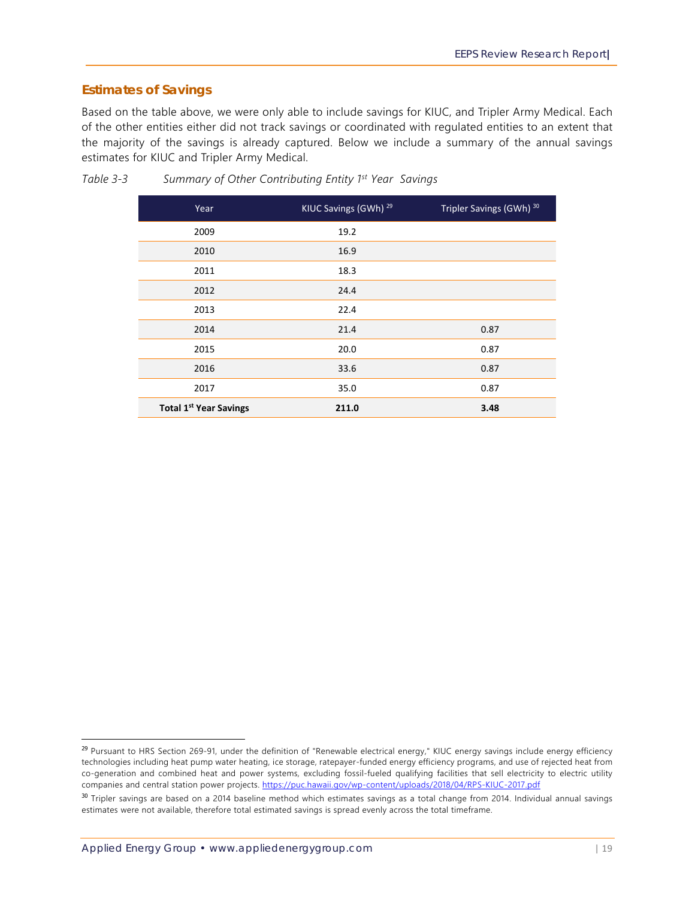## Estimates of Savings

Based on the table above, we were only able to include savings for KIUC, and Tripler Army Medical. Each of the other entities either did not track savings or coordinated with regulated entities to an extent that the majority of the savings is already captured. Below we include a summary of the annual savings estimates for KIUC and Tripler Army Medical.

*Table 3-3 Summary of Other Contributing Entity 1st Year Savings*

| Year | KIUC Savings (GWh) [29] | Tripler Savings (GWh) [30] |
|---|---|---|
| 2009 | 19.2 | |
| 2010 | 16.9 | |
| 2011 | 18.3 | |
| 2012 | 24.4 | |
| 2013 | 22.4 | |
| 2014 | 21.4 | 0.87 |
| 2015 | 20.0 | 0.87 |
| 2016 | 33.6 | 0.87 |
| 2017 | 35.0 | 0.87 |
| **Total 1st Year Savings** | **211.0** | **3.48** |

[29] Pursuant to HRS Section 269-91, under the definition of "Renewable electrical energy," KIUC energy savings include energy efficiency technologies including heat pump water heating, ice storage, ratepayer-funded energy efficiency programs, and use of rejected heat from co-generation and combined heat and power systems, excluding fossil-fueled qualifying facilities that sell electricity to electric utility companies and central station power projects. https://puc.hawaii.gov/wp-content/uploads/2018/04/RPS-KIUC-2017.pdf

[30] Tripler savings are based on a 2014 baseline method which estimates savings as a total change from 2014. Individual annual savings estimates were not available, therefore total estimated savings is spread evenly across the total timeframe.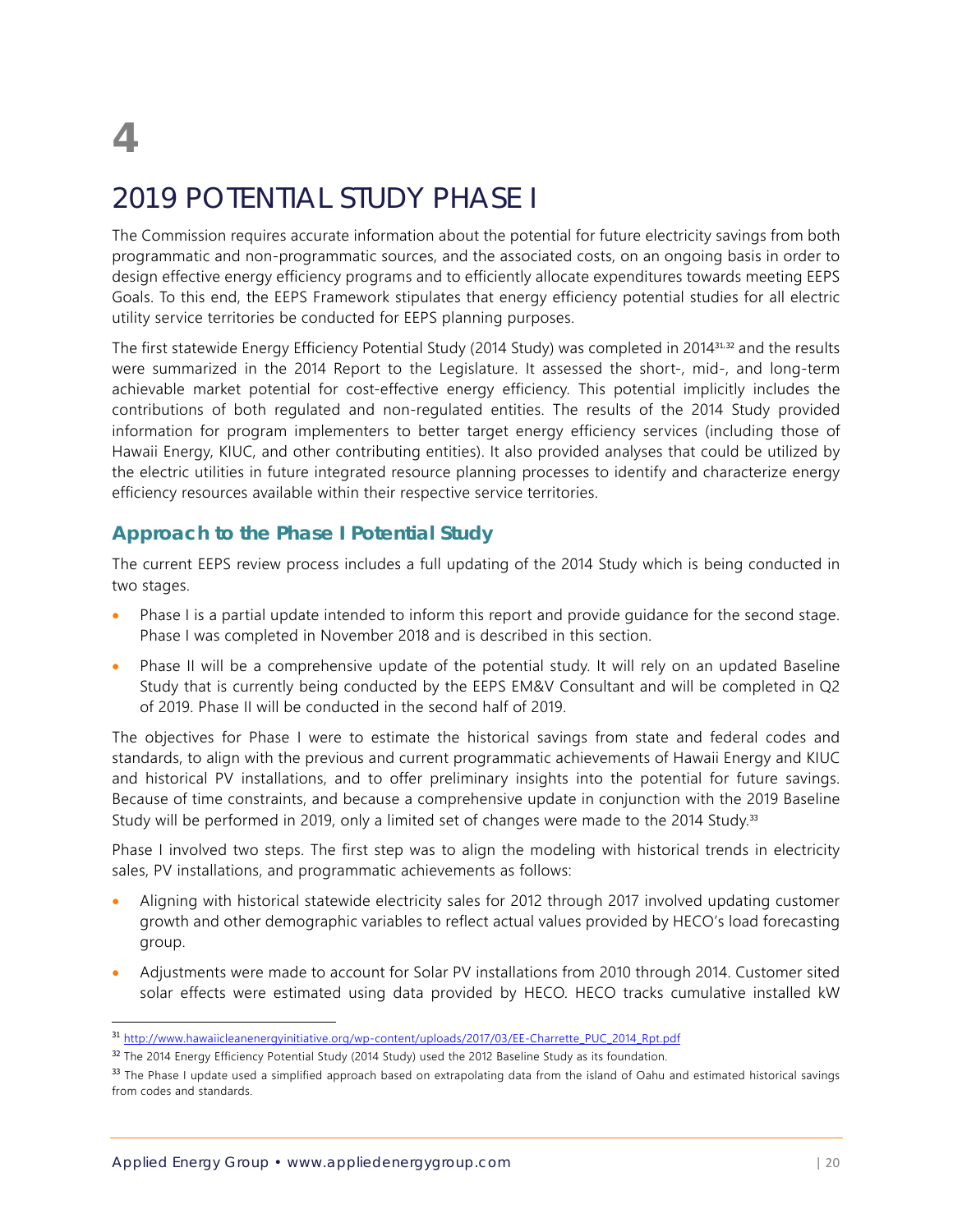# 4

# 2019 POTENTIAL STUDY PHASE I

The Commission requires accurate information about the potential for future electricity savings from both programmatic and non-programmatic sources, and the associated costs, on an ongoing basis in order to design effective energy efficiency programs and to efficiently allocate expenditures towards meeting EEPS Goals. To this end, the EEPS Framework stipulates that energy efficiency potential studies for all electric utility service territories be conducted for EEPS planning purposes.

The first statewide Energy Efficiency Potential Study (2014 Study) was completed in 2014[31,32] and the results were summarized in the 2014 Report to the Legislature. It assessed the short-, mid-, and long-term achievable market potential for cost-effective energy efficiency. This potential implicitly includes the contributions of both regulated and non-regulated entities. The results of the 2014 Study provided information for program implementers to better target energy efficiency services (including those of Hawaii Energy, KIUC, and other contributing entities). It also provided analyses that could be utilized by the electric utilities in future integrated resource planning processes to identify and characterize energy efficiency resources available within their respective service territories.

## Approach to the Phase I Potential Study

The current EEPS review process includes a full updating of the 2014 Study which is being conducted in two stages.

- Phase I is a partial update intended to inform this report and provide guidance for the second stage. Phase I was completed in November 2018 and is described in this section.
- Phase II will be a comprehensive update of the potential study. It will rely on an updated Baseline Study that is currently being conducted by the EEPS EM&V Consultant and will be completed in Q2 of 2019. Phase II will be conducted in the second half of 2019.

The objectives for Phase I were to estimate the historical savings from state and federal codes and standards, to align with the previous and current programmatic achievements of Hawaii Energy and KIUC and historical PV installations, and to offer preliminary insights into the potential for future savings. Because of time constraints, and because a comprehensive update in conjunction with the 2019 Baseline Study will be performed in 2019, only a limited set of changes were made to the 2014 Study.[33]

Phase I involved two steps. The first step was to align the modeling with historical trends in electricity sales, PV installations, and programmatic achievements as follows:

- Aligning with historical statewide electricity sales for 2012 through 2017 involved updating customer growth and other demographic variables to reflect actual values provided by HECO's load forecasting group.
- Adjustments were made to account for Solar PV installations from 2010 through 2014. Customer sited solar effects were estimated using data provided by HECO. HECO tracks cumulative installed kW

---

[31] http://www.hawaiicleanenergyinitiative.org/wp-content/uploads/2017/03/EE-Charrette_PUC_2014_Rpt.pdf

[32] The 2014 Energy Efficiency Potential Study (2014 Study) used the 2012 Baseline Study as its foundation.

[33] The Phase I update used a simplified approach based on extrapolating data from the island of Oahu and estimated historical savings from codes and standards.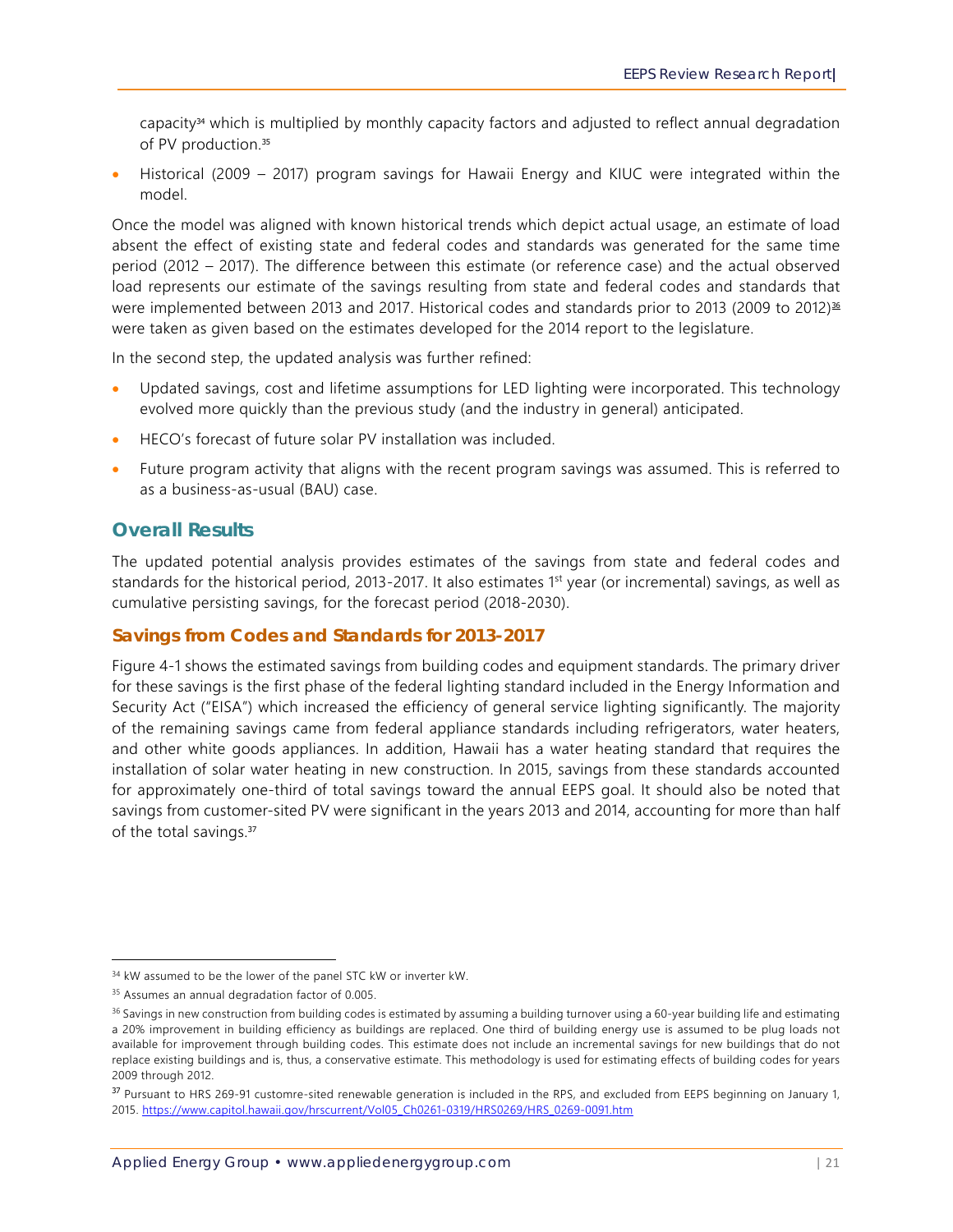capacity[34] which is multiplied by monthly capacity factors and adjusted to reflect annual degradation of PV production.[35]

- Historical (2009 – 2017) program savings for Hawaii Energy and KIUC were integrated within the model.

Once the model was aligned with known historical trends which depict actual usage, an estimate of load absent the effect of existing state and federal codes and standards was generated for the same time period (2012 – 2017). The difference between this estimate (or reference case) and the actual observed load represents our estimate of the savings resulting from state and federal codes and standards that were implemented between 2013 and 2017. Historical codes and standards prior to 2013 (2009 to 2012)[36] were taken as given based on the estimates developed for the 2014 report to the legislature.

In the second step, the updated analysis was further refined:

- Updated savings, cost and lifetime assumptions for LED lighting were incorporated. This technology evolved more quickly than the previous study (and the industry in general) anticipated.
- HECO's forecast of future solar PV installation was included.
- Future program activity that aligns with the recent program savings was assumed. This is referred to as a business-as-usual (BAU) case.

## Overall Results

The updated potential analysis provides estimates of the savings from state and federal codes and standards for the historical period, 2013-2017. It also estimates 1st year (or incremental) savings, as well as cumulative persisting savings, for the forecast period (2018-2030).

### Savings from Codes and Standards for 2013-2017

Figure 4-1 shows the estimated savings from building codes and equipment standards. The primary driver for these savings is the first phase of the federal lighting standard included in the Energy Information and Security Act ("EISA") which increased the efficiency of general service lighting significantly. The majority of the remaining savings came from federal appliance standards including refrigerators, water heaters, and other white goods appliances. In addition, Hawaii has a water heating standard that requires the installation of solar water heating in new construction. In 2015, savings from these standards accounted for approximately one-third of total savings toward the annual EEPS goal. It should also be noted that savings from customer-sited PV were significant in the years 2013 and 2014, accounting for more than half of the total savings.[37]

---

[34] kW assumed to be the lower of the panel STC kW or inverter kW.

[35] Assumes an annual degradation factor of 0.005.

[36] Savings in new construction from building codes is estimated by assuming a building turnover using a 60-year building life and estimating a 20% improvement in building efficiency as buildings are replaced. One third of building energy use is assumed to be plug loads not available for improvement through building codes. This estimate does not include an incremental savings for new buildings that do not replace existing buildings and is, thus, a conservative estimate. This methodology is used for estimating effects of building codes for years 2009 through 2012.

[37] Pursuant to HRS 269-91 customre-sited renewable generation is included in the RPS, and excluded from EEPS beginning on January 1, 2015. https://www.capitol.hawaii.gov/hrscurrent/Vol05_Ch0261-0319/HRS0269/HRS_0269-0091.htm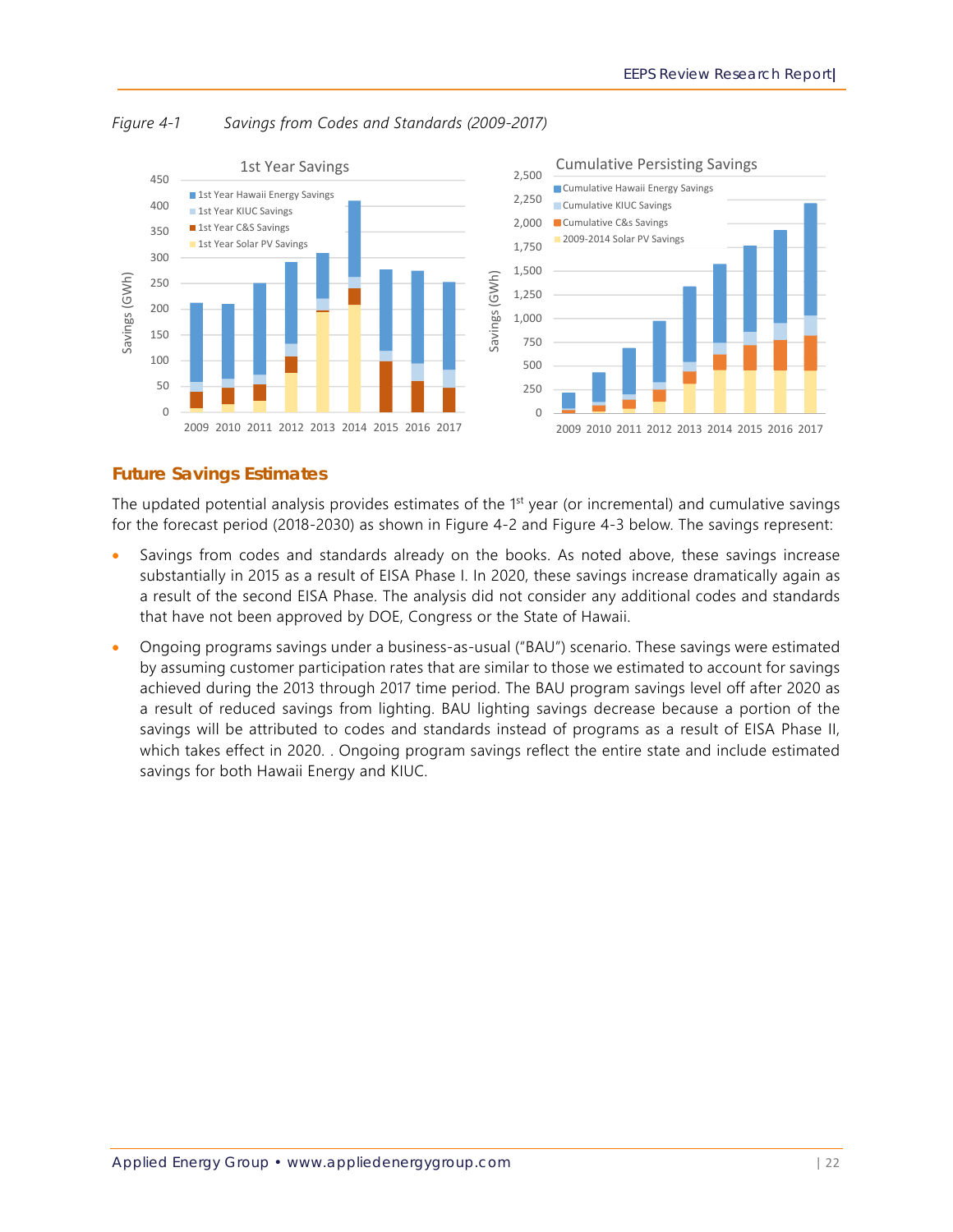*Figure 4-1    Savings from Codes and Standards (2009-2017)*

## Future Savings Estimates

The updated potential analysis provides estimates of the 1st year (or incremental) and cumulative savings for the forecast period (2018-2030) as shown in Figure 4-2 and Figure 4-3 below. The savings represent:

- Savings from codes and standards already on the books. As noted above, these savings increase substantially in 2015 as a result of EISA Phase I. In 2020, these savings increase dramatically again as a result of the second EISA Phase. The analysis did not consider any additional codes and standards that have not been approved by DOE, Congress or the State of Hawaii.
- Ongoing programs savings under a business-as-usual ("BAU") scenario. These savings were estimated by assuming customer participation rates that are similar to those we estimated to account for savings achieved during the 2013 through 2017 time period. The BAU program savings level off after 2020 as a result of reduced savings from lighting. BAU lighting savings decrease because a portion of the savings will be attributed to codes and standards instead of programs as a result of EISA Phase II, which takes effect in 2020. . Ongoing program savings reflect the entire state and include estimated savings for both Hawaii Energy and KIUC.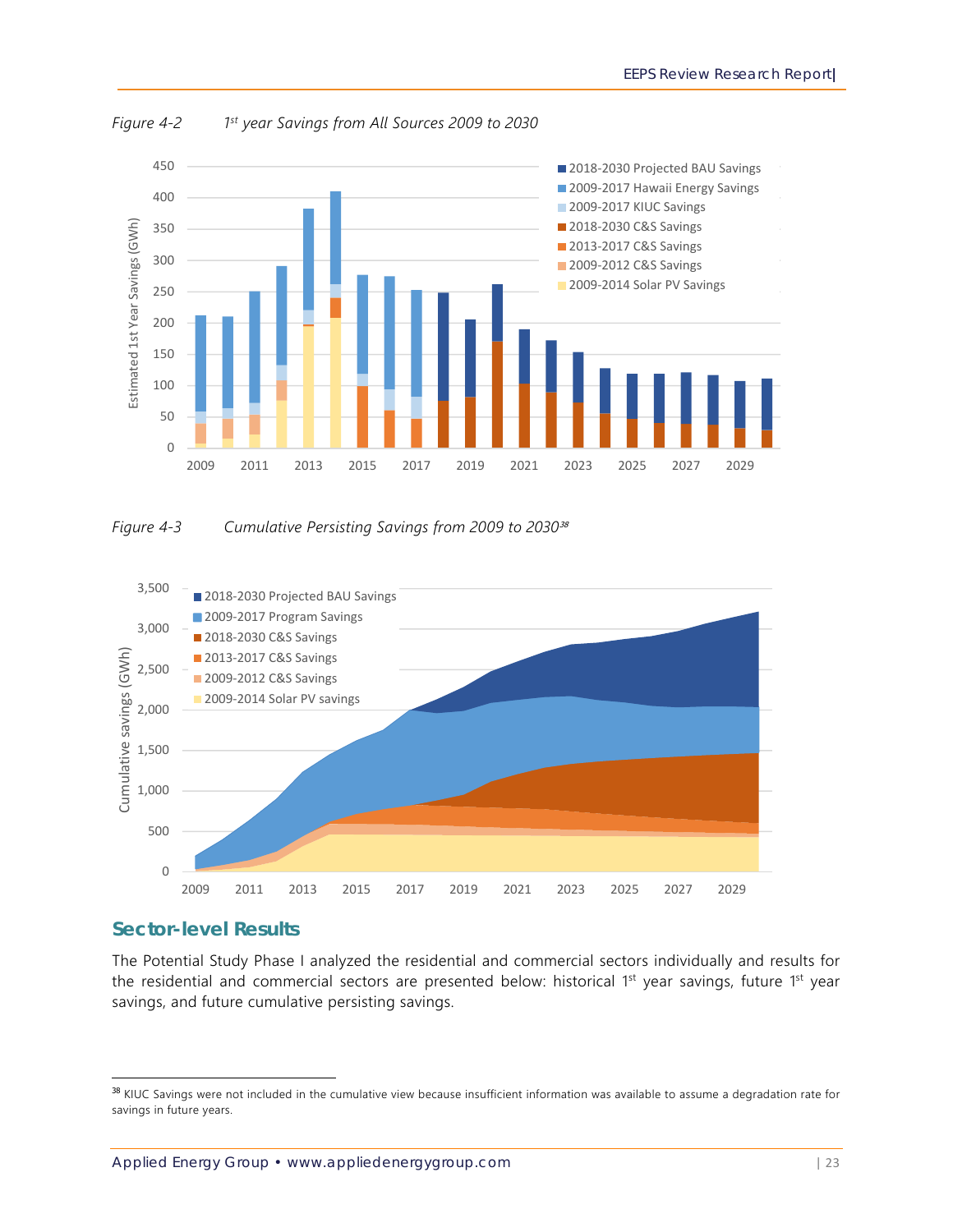*Figure 4-2 1st year Savings from All Sources 2009 to 2030*

*Figure 4-3 Cumulative Persisting Savings from 2009 to 2030*[38]

## Sector-level Results

The Potential Study Phase I analyzed the residential and commercial sectors individually and results for the residential and commercial sectors are presented below: historical 1st year savings, future 1st year savings, and future cumulative persisting savings.

[38] KIUC Savings were not included in the cumulative view because insufficient information was available to assume a degradation rate for savings in future years.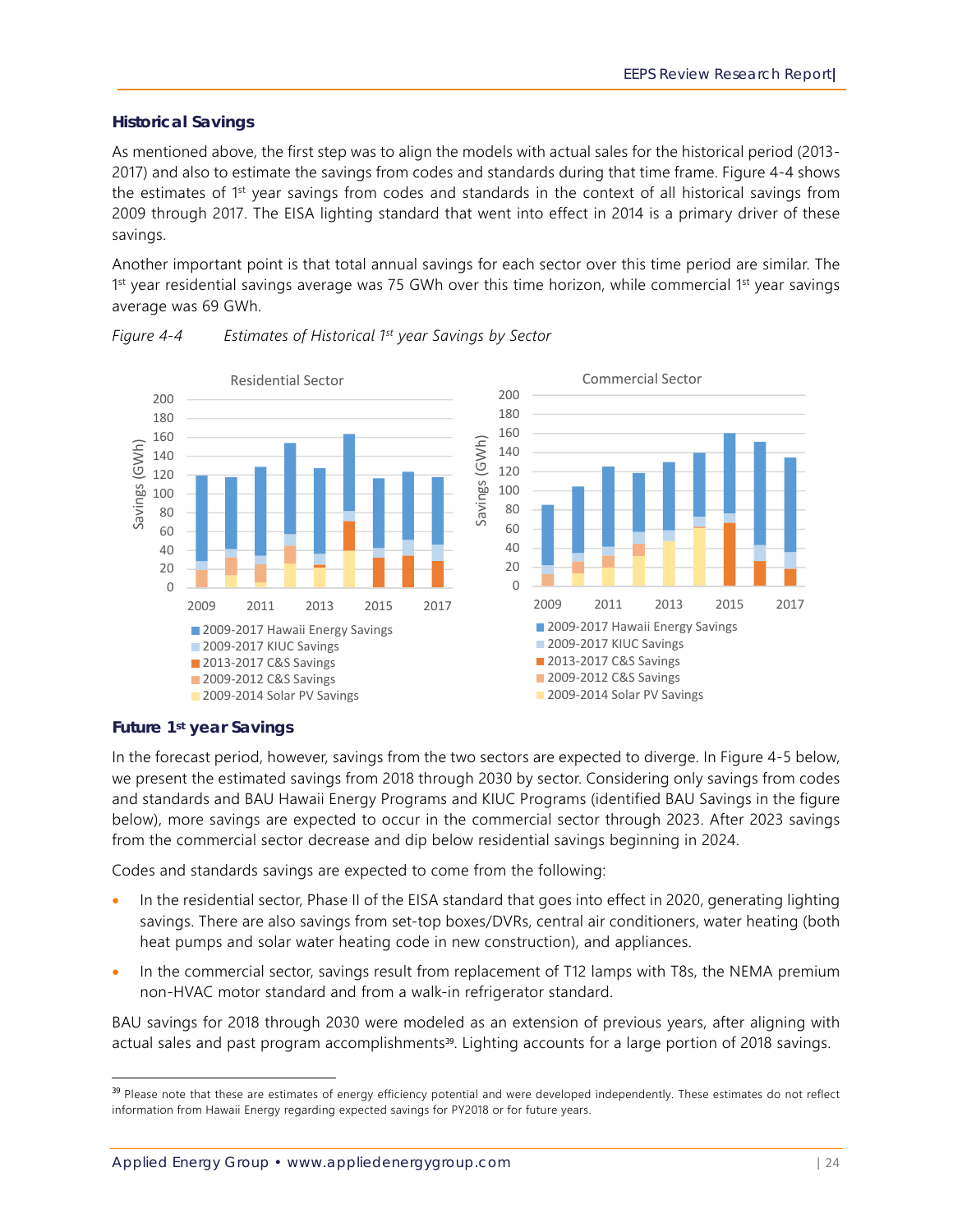### Historical Savings

As mentioned above, the first step was to align the models with actual sales for the historical period (2013-2017) and also to estimate the savings from codes and standards during that time frame. Figure 4-4 shows the estimates of 1st year savings from codes and standards in the context of all historical savings from 2009 through 2017. The EISA lighting standard that went into effect in 2014 is a primary driver of these savings.

Another important point is that total annual savings for each sector over this time period are similar. The 1st year residential savings average was 75 GWh over this time horizon, while commercial 1st year savings average was 69 GWh.

*Figure 4-4 Estimates of Historical 1st year Savings by Sector*

### Future 1st year Savings

In the forecast period, however, savings from the two sectors are expected to diverge. In Figure 4-5 below, we present the estimated savings from 2018 through 2030 by sector. Considering only savings from codes and standards and BAU Hawaii Energy Programs and KIUC Programs (identified BAU Savings in the figure below), more savings are expected to occur in the commercial sector through 2023. After 2023 savings from the commercial sector decrease and dip below residential savings beginning in 2024.

Codes and standards savings are expected to come from the following:

- In the residential sector, Phase II of the EISA standard that goes into effect in 2020, generating lighting savings. There are also savings from set-top boxes/DVRs, central air conditioners, water heating (both heat pumps and solar water heating code in new construction), and appliances.
- In the commercial sector, savings result from replacement of T12 lamps with T8s, the NEMA premium non-HVAC motor standard and from a walk-in refrigerator standard.

BAU savings for 2018 through 2030 were modeled as an extension of previous years, after aligning with actual sales and past program accomplishments[39]. Lighting accounts for a large portion of 2018 savings.

[39] Please note that these are estimates of energy efficiency potential and were developed independently. These estimates do not reflect information from Hawaii Energy regarding expected savings for PY2018 or for future years.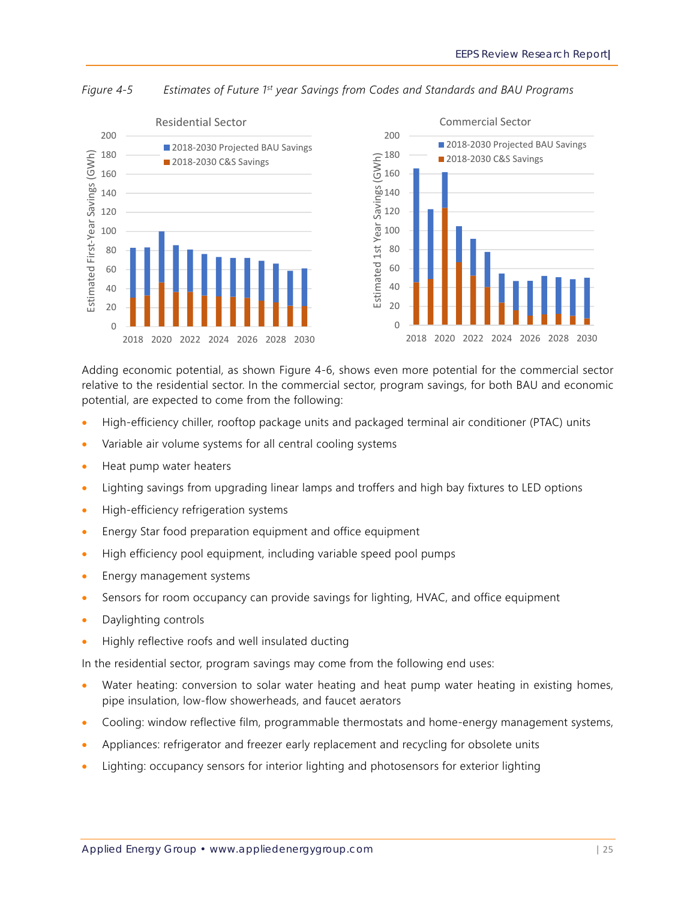*Figure 4-5 Estimates of Future 1st year Savings from Codes and Standards and BAU Programs*

Adding economic potential, as shown Figure 4-6, shows even more potential for the commercial sector relative to the residential sector. In the commercial sector, program savings, for both BAU and economic potential, are expected to come from the following:

- High-efficiency chiller, rooftop package units and packaged terminal air conditioner (PTAC) units
- Variable air volume systems for all central cooling systems
- Heat pump water heaters
- Lighting savings from upgrading linear lamps and troffers and high bay fixtures to LED options
- High-efficiency refrigeration systems
- Energy Star food preparation equipment and office equipment
- High efficiency pool equipment, including variable speed pool pumps
- Energy management systems
- Sensors for room occupancy can provide savings for lighting, HVAC, and office equipment
- Daylighting controls
- Highly reflective roofs and well insulated ducting

In the residential sector, program savings may come from the following end uses:

- Water heating: conversion to solar water heating and heat pump water heating in existing homes, pipe insulation, low-flow showerheads, and faucet aerators
- Cooling: window reflective film, programmable thermostats and home-energy management systems,
- Appliances: refrigerator and freezer early replacement and recycling for obsolete units
- Lighting: occupancy sensors for interior lighting and photosensors for exterior lighting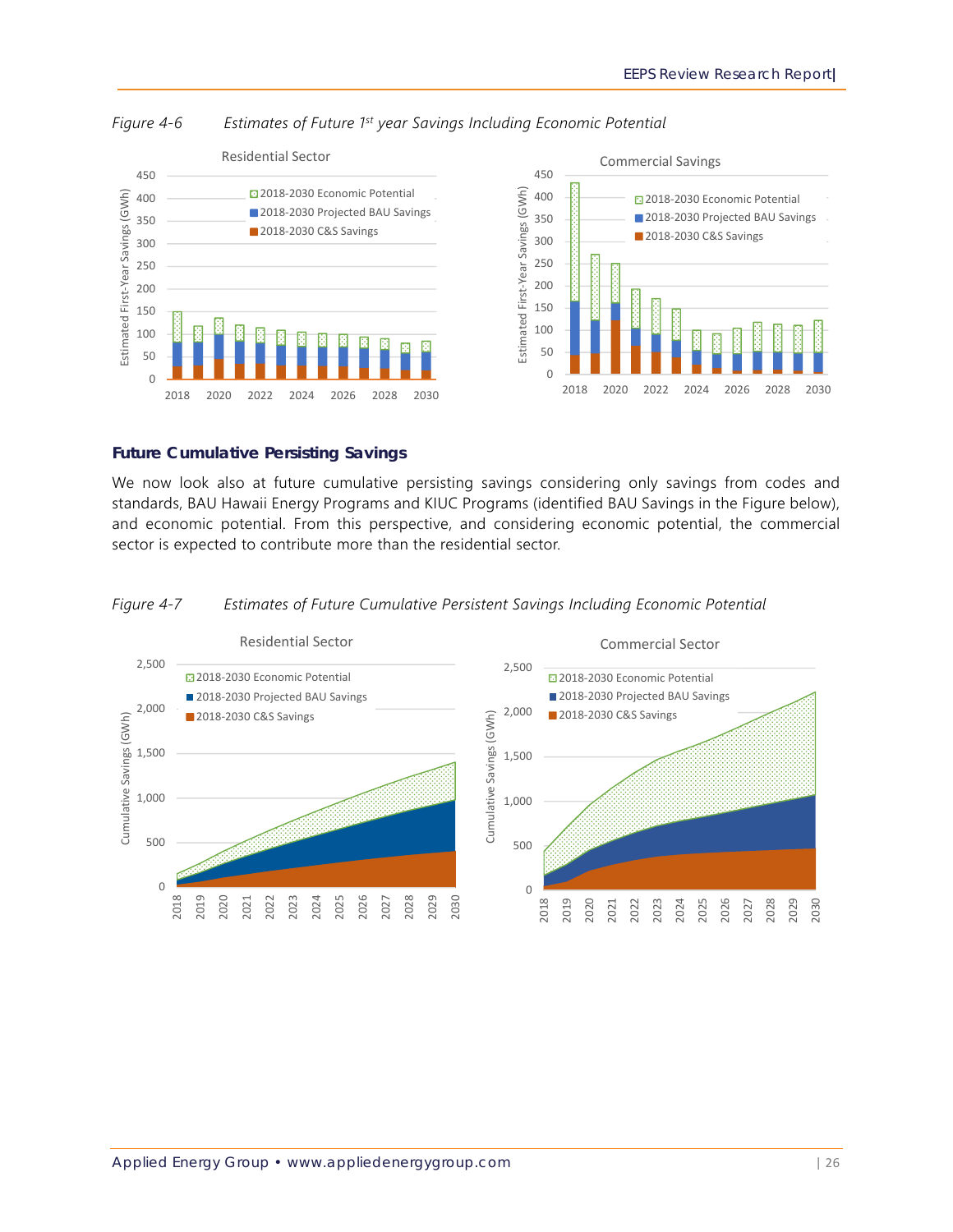*Figure 4-6 Estimates of Future 1st year Savings Including Economic Potential*

*Figure 4-7 Estimates of Future Cumulative Persistent Savings Including Economic Potential*

## Future Cumulative Persisting Savings

We now look also at future cumulative persisting savings considering only savings from codes and standards, BAU Hawaii Energy Programs and KIUC Programs (identified BAU Savings in the Figure below), and economic potential. From this perspective, and considering economic potential, the commercial sector is expected to contribute more than the residential sector.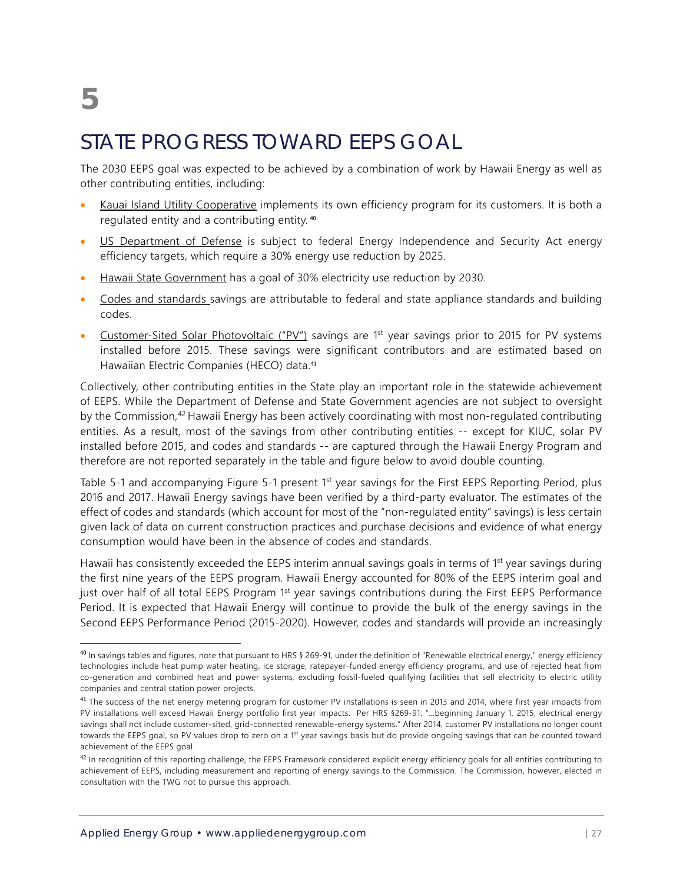# 5

# STATE PROGRESS TOWARD EEPS GOAL

The 2030 EEPS goal was expected to be achieved by a combination of work by Hawaii Energy as well as other contributing entities, including:

- Kauai Island Utility Cooperative implements its own efficiency program for its customers. It is both a regulated entity and a contributing entity. [40]
- US Department of Defense is subject to federal Energy Independence and Security Act energy efficiency targets, which require a 30% energy use reduction by 2025.
- Hawaii State Government has a goal of 30% electricity use reduction by 2030.
- Codes and standards savings are attributable to federal and state appliance standards and building codes.
- Customer-Sited Solar Photovoltaic ("PV") savings are 1st year savings prior to 2015 for PV systems installed before 2015. These savings were significant contributors and are estimated based on Hawaiian Electric Companies (HECO) data.[41]

Collectively, other contributing entities in the State play an important role in the statewide achievement of EEPS. While the Department of Defense and State Government agencies are not subject to oversight by the Commission,[42] Hawaii Energy has been actively coordinating with most non-regulated contributing entities. As a result, most of the savings from other contributing entities -- except for KIUC, solar PV installed before 2015, and codes and standards -- are captured through the Hawaii Energy Program and therefore are not reported separately in the table and figure below to avoid double counting.

Table 5-1 and accompanying Figure 5-1 present 1st year savings for the First EEPS Reporting Period, plus 2016 and 2017. Hawaii Energy savings have been verified by a third-party evaluator. The estimates of the effect of codes and standards (which account for most of the "non-regulated entity" savings) is less certain given lack of data on current construction practices and purchase decisions and evidence of what energy consumption would have been in the absence of codes and standards.

Hawaii has consistently exceeded the EEPS interim annual savings goals in terms of 1st year savings during the first nine years of the EEPS program. Hawaii Energy accounted for 80% of the EEPS interim goal and just over half of all total EEPS Program 1st year savings contributions during the First EEPS Performance Period. It is expected that Hawaii Energy will continue to provide the bulk of the energy savings in the Second EEPS Performance Period (2015-2020). However, codes and standards will provide an increasingly

[40] In savings tables and figures, note that pursuant to HRS § 269-91, under the definition of "Renewable electrical energy," energy efficiency technologies include heat pump water heating, ice storage, ratepayer-funded energy efficiency programs, and use of rejected heat from co-generation and combined heat and power systems, excluding fossil-fueled qualifying facilities that sell electricity to electric utility companies and central station power projects.

[41] The success of the net energy metering program for customer PV installations is seen in 2013 and 2014, where first year impacts from PV installations well exceed Hawaii Energy portfolio first year impacts. Per HRS §269-91: "…beginning January 1, 2015, electrical energy savings shall not include customer-sited, grid-connected renewable-energy systems." After 2014, customer PV installations no longer count towards the EEPS goal, so PV values drop to zero on a 1st year savings basis but do provide ongoing savings that can be counted toward achievement of the EEPS goal.

[42] In recognition of this reporting challenge, the EEPS Framework considered explicit energy efficiency goals for all entities contributing to achievement of EEPS, including measurement and reporting of energy savings to the Commission. The Commission, however, elected in consultation with the TWG not to pursue this approach.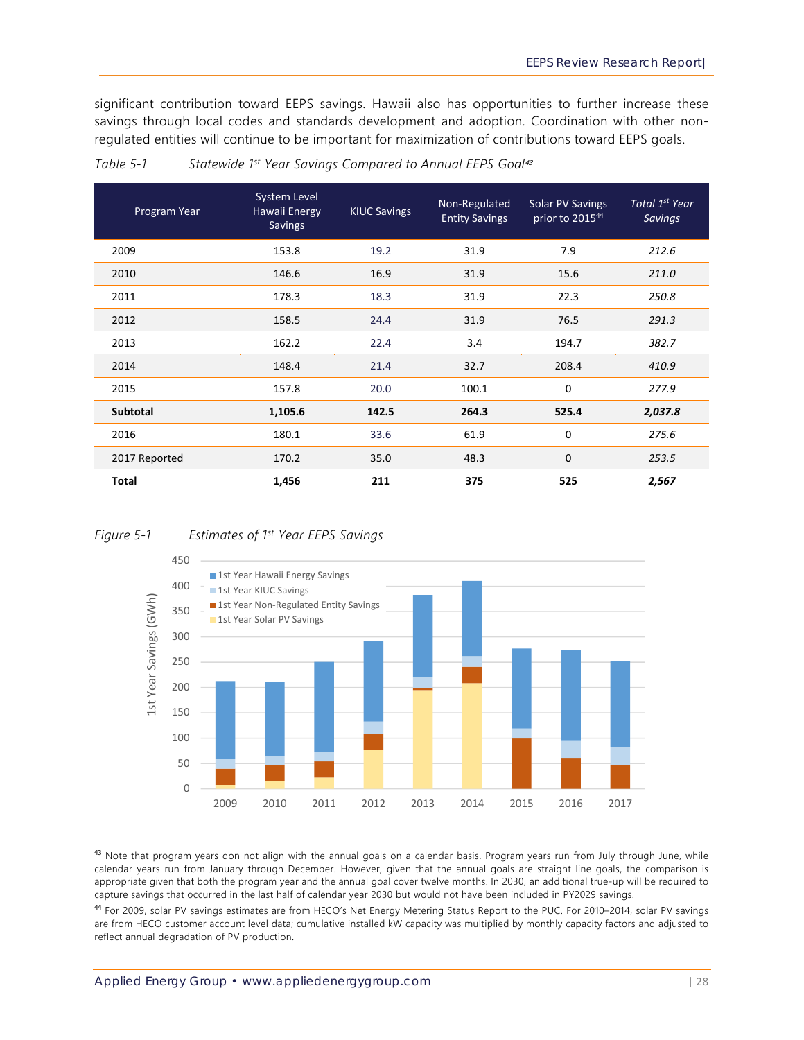significant contribution toward EEPS savings. Hawaii also has opportunities to further increase these savings through local codes and standards development and adoption. Coordination with other non-regulated entities will continue to be important for maximization of contributions toward EEPS goals.

*Table 5-1 Statewide 1st Year Savings Compared to Annual EEPS Goal*[43]

| Program Year | System Level Hawaii Energy Savings | KIUC Savings | Non-Regulated Entity Savings | Solar PV Savings prior to 2015[44] | *Total 1st Year Savings* |
|---|---|---|---|---|---|
| 2009 | 153.8 | 19.2 | 31.9 | 7.9 | *212.6* |
| 2010 | 146.6 | 16.9 | 31.9 | 15.6 | *211.0* |
| 2011 | 178.3 | 18.3 | 31.9 | 22.3 | *250.8* |
| 2012 | 158.5 | 24.4 | 31.9 | 76.5 | *291.3* |
| 2013 | 162.2 | 22.4 | 3.4 | 194.7 | *382.7* |
| 2014 | 148.4 | 21.4 | 32.7 | 208.4 | *410.9* |
| 2015 | 157.8 | 20.0 | 100.1 | 0 | *277.9* |
| **Subtotal** | **1,105.6** | **142.5** | **264.3** | **525.4** | ***2,037.8*** |
| 2016 | 180.1 | 33.6 | 61.9 | 0 | *275.6* |
| 2017 Reported | 170.2 | 35.0 | 48.3 | 0 | *253.5* |
| **Total** | **1,456** | **211** | **375** | **525** | ***2,567*** |

*Figure 5-1 Estimates of 1st Year EEPS Savings*

[43] Note that program years don not align with the annual goals on a calendar basis. Program years run from July through June, while calendar years run from January through December. However, given that the annual goals are straight line goals, the comparison is appropriate given that both the program year and the annual goal cover twelve months. In 2030, an additional true-up will be required to capture savings that occurred in the last half of calendar year 2030 but would not have been included in PY2029 savings.

[44] For 2009, solar PV savings estimates are from HECO's Net Energy Metering Status Report to the PUC. For 2010–2014, solar PV savings are from HECO customer account level data; cumulative installed kW capacity was multiplied by monthly capacity factors and adjusted to reflect annual degradation of PV production.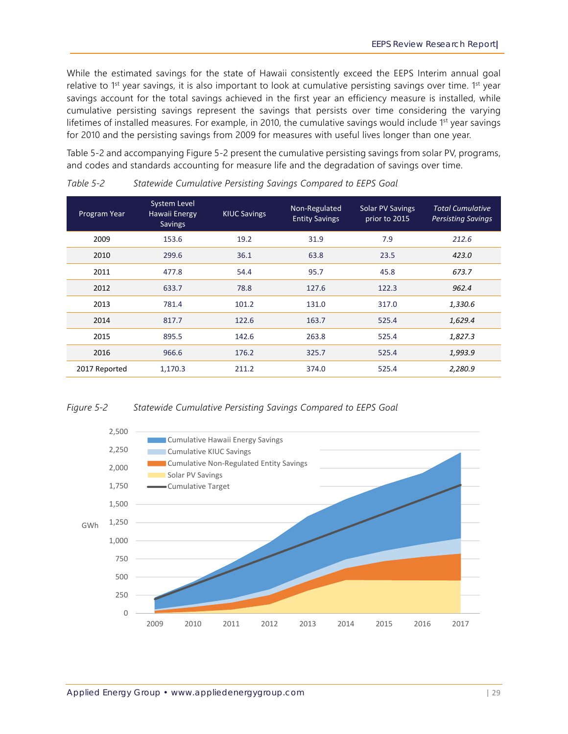While the estimated savings for the state of Hawaii consistently exceed the EEPS Interim annual goal relative to 1st year savings, it is also important to look at cumulative persisting savings over time. 1st year savings account for the total savings achieved in the first year an efficiency measure is installed, while cumulative persisting savings represent the savings that persists over time considering the varying lifetimes of installed measures. For example, in 2010, the cumulative savings would include 1st year savings for 2010 and the persisting savings from 2009 for measures with useful lives longer than one year.

Table 5-2 and accompanying Figure 5-2 present the cumulative persisting savings from solar PV, programs, and codes and standards accounting for measure life and the degradation of savings over time.

*Table 5-2 Statewide Cumulative Persisting Savings Compared to EEPS Goal*

| Program Year | System Level Hawaii Energy Savings | KIUC Savings | Non-Regulated Entity Savings | Solar PV Savings prior to 2015 | *Total Cumulative Persisting Savings* |
|---|---|---|---|---|---|
| 2009 | 153.6 | 19.2 | 31.9 | 7.9 | *212.6* |
| 2010 | 299.6 | 36.1 | 63.8 | 23.5 | *423.0* |
| 2011 | 477.8 | 54.4 | 95.7 | 45.8 | *673.7* |
| 2012 | 633.7 | 78.8 | 127.6 | 122.3 | *962.4* |
| 2013 | 781.4 | 101.2 | 131.0 | 317.0 | *1,330.6* |
| 2014 | 817.7 | 122.6 | 163.7 | 525.4 | *1,629.4* |
| 2015 | 895.5 | 142.6 | 263.8 | 525.4 | *1,827.3* |
| 2016 | 966.6 | 176.2 | 325.7 | 525.4 | *1,993.9* |
| 2017 Reported | 1,170.3 | 211.2 | 374.0 | 525.4 | *2,280.9* |

*Figure 5-2 Statewide Cumulative Persisting Savings Compared to EEPS Goal*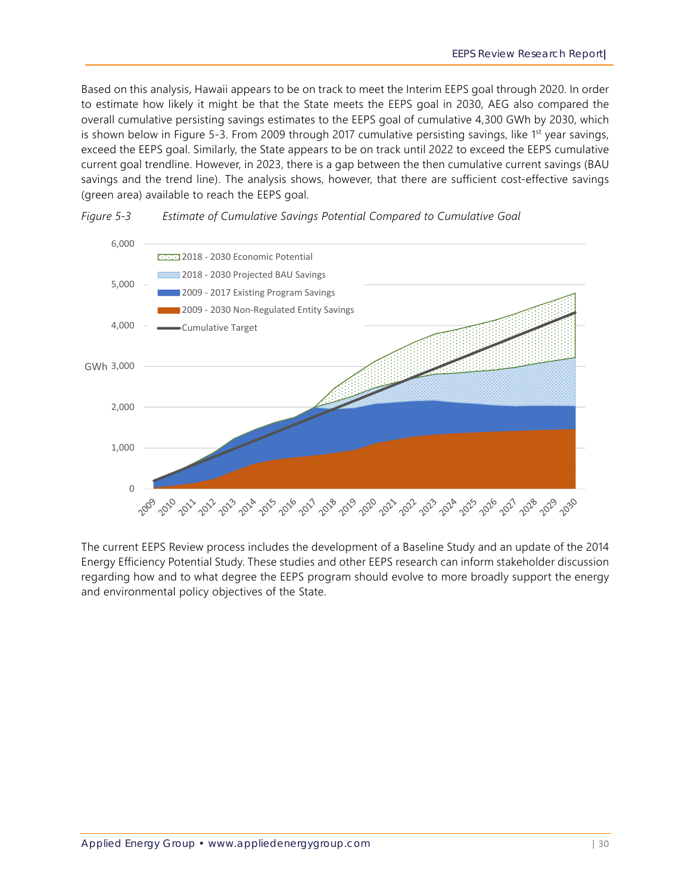Based on this analysis, Hawaii appears to be on track to meet the Interim EEPS goal through 2020. In order to estimate how likely it might be that the State meets the EEPS goal in 2030, AEG also compared the overall cumulative persisting savings estimates to the EEPS goal of cumulative 4,300 GWh by 2030, which is shown below in Figure 5-3. From 2009 through 2017 cumulative persisting savings, like 1st year savings, exceed the EEPS goal. Similarly, the State appears to be on track until 2022 to exceed the EEPS cumulative current goal trendline. However, in 2023, there is a gap between the then cumulative current savings (BAU savings and the trend line). The analysis shows, however, that there are sufficient cost-effective savings (green area) available to reach the EEPS goal.

*Figure 5-3 Estimate of Cumulative Savings Potential Compared to Cumulative Goal*

The current EEPS Review process includes the development of a Baseline Study and an update of the 2014 Energy Efficiency Potential Study. These studies and other EEPS research can inform stakeholder discussion regarding how and to what degree the EEPS program should evolve to more broadly support the energy and environmental policy objectives of the State.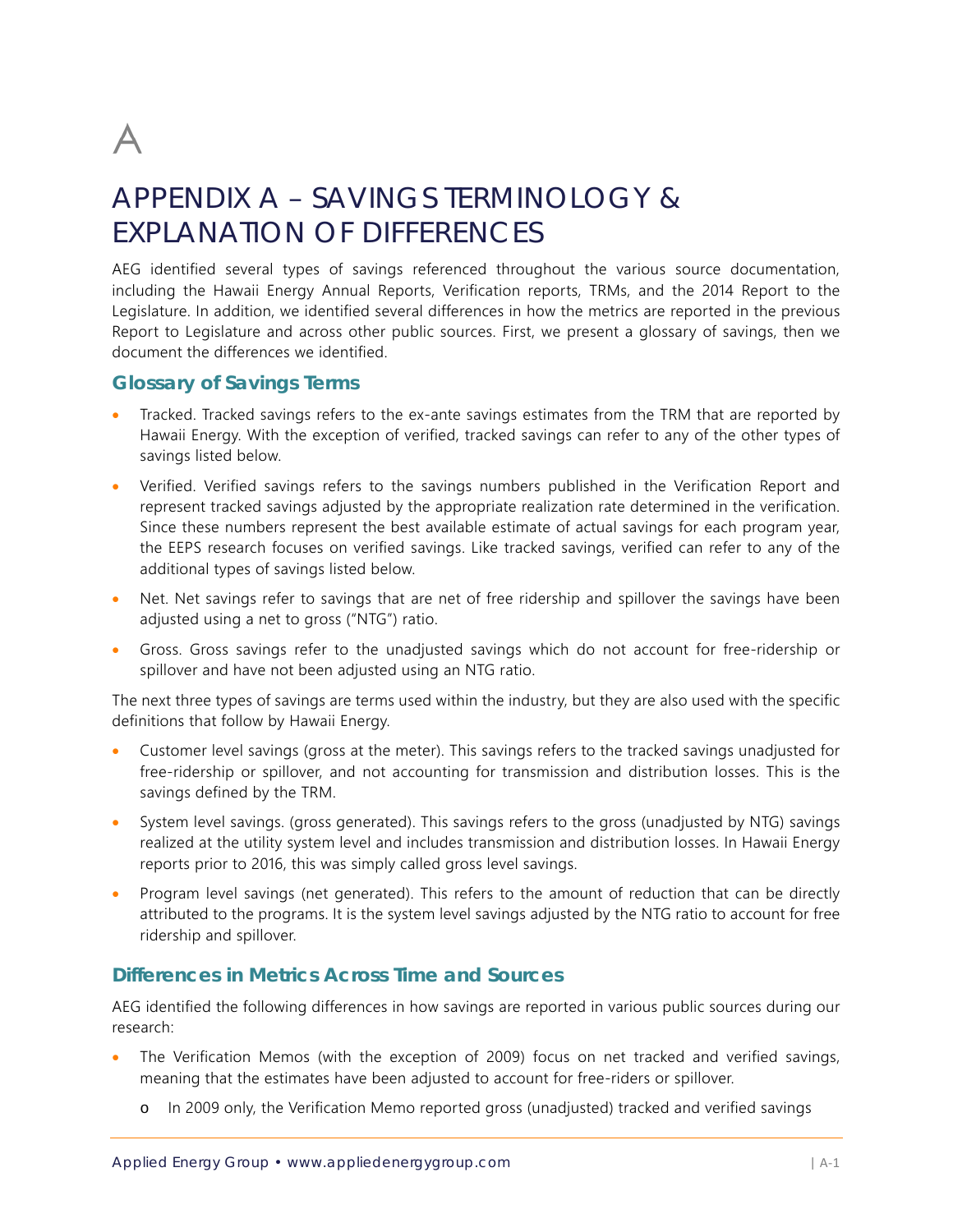A

# APPENDIX A – SAVINGS TERMINOLOGY & EXPLANATION OF DIFFERENCES

AEG identified several types of savings referenced throughout the various source documentation, including the Hawaii Energy Annual Reports, Verification reports, TRMs, and the 2014 Report to the Legislature. In addition, we identified several differences in how the metrics are reported in the previous Report to Legislature and across other public sources. First, we present a glossary of savings, then we document the differences we identified.

## Glossary of Savings Terms

- Tracked. Tracked savings refers to the ex-ante savings estimates from the TRM that are reported by Hawaii Energy. With the exception of verified, tracked savings can refer to any of the other types of savings listed below.
- Verified. Verified savings refers to the savings numbers published in the Verification Report and represent tracked savings adjusted by the appropriate realization rate determined in the verification. Since these numbers represent the best available estimate of actual savings for each program year, the EEPS research focuses on verified savings. Like tracked savings, verified can refer to any of the additional types of savings listed below.
- Net. Net savings refer to savings that are net of free ridership and spillover the savings have been adjusted using a net to gross ("NTG") ratio.
- Gross. Gross savings refer to the unadjusted savings which do not account for free-ridership or spillover and have not been adjusted using an NTG ratio.

The next three types of savings are terms used within the industry, but they are also used with the specific definitions that follow by Hawaii Energy.

- Customer level savings (gross at the meter). This savings refers to the tracked savings unadjusted for free-ridership or spillover, and not accounting for transmission and distribution losses. This is the savings defined by the TRM.
- System level savings. (gross generated). This savings refers to the gross (unadjusted by NTG) savings realized at the utility system level and includes transmission and distribution losses. In Hawaii Energy reports prior to 2016, this was simply called gross level savings.
- Program level savings (net generated). This refers to the amount of reduction that can be directly attributed to the programs. It is the system level savings adjusted by the NTG ratio to account for free ridership and spillover.

## Differences in Metrics Across Time and Sources

AEG identified the following differences in how savings are reported in various public sources during our research:

- The Verification Memos (with the exception of 2009) focus on net tracked and verified savings, meaning that the estimates have been adjusted to account for free-riders or spillover.
  - In 2009 only, the Verification Memo reported gross (unadjusted) tracked and verified savings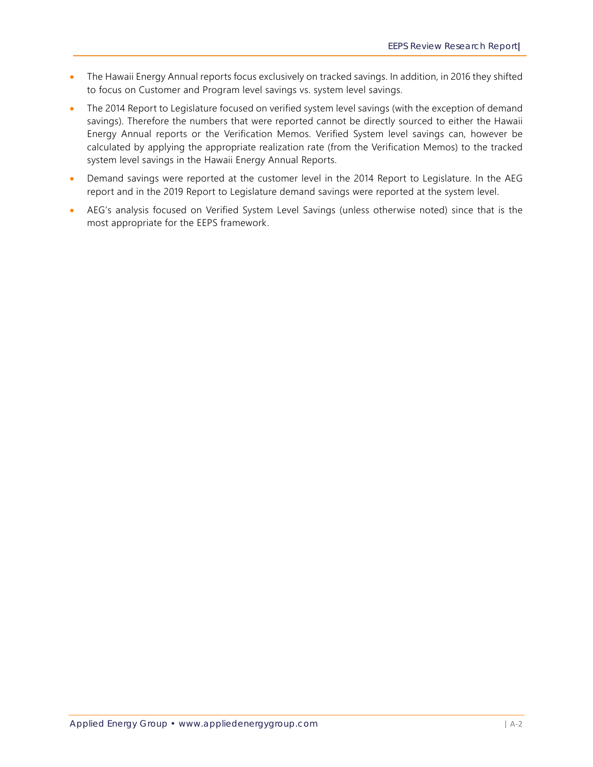- The Hawaii Energy Annual reports focus exclusively on tracked savings. In addition, in 2016 they shifted to focus on Customer and Program level savings vs. system level savings.
- The 2014 Report to Legislature focused on verified system level savings (with the exception of demand savings). Therefore the numbers that were reported cannot be directly sourced to either the Hawaii Energy Annual reports or the Verification Memos. Verified System level savings can, however be calculated by applying the appropriate realization rate (from the Verification Memos) to the tracked system level savings in the Hawaii Energy Annual Reports.
- Demand savings were reported at the customer level in the 2014 Report to Legislature. In the AEG report and in the 2019 Report to Legislature demand savings were reported at the system level.
- AEG's analysis focused on Verified System Level Savings (unless otherwise noted) since that is the most appropriate for the EEPS framework.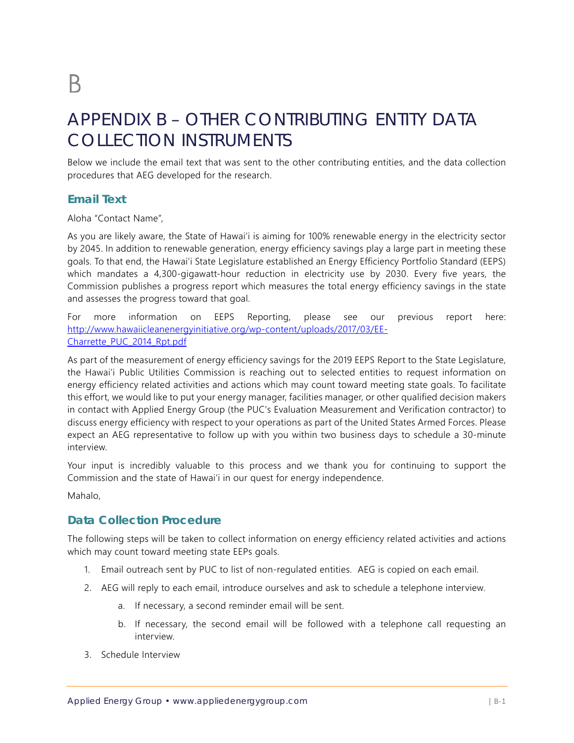B

# APPENDIX B – OTHER CONTRIBUTING ENTITY DATA COLLECTION INSTRUMENTS

Below we include the email text that was sent to the other contributing entities, and the data collection procedures that AEG developed for the research.

## Email Text

Aloha "Contact Name",

As you are likely aware, the State of Hawai'i is aiming for 100% renewable energy in the electricity sector by 2045. In addition to renewable generation, energy efficiency savings play a large part in meeting these goals. To that end, the Hawai'i State Legislature established an Energy Efficiency Portfolio Standard (EEPS) which mandates a 4,300-gigawatt-hour reduction in electricity use by 2030. Every five years, the Commission publishes a progress report which measures the total energy efficiency savings in the state and assesses the progress toward that goal.

For more information on EEPS Reporting, please see our previous report here: [http://www.hawaiicleanenergyinitiative.org/wp-content/uploads/2017/03/EE-Charrette_PUC_2014_Rpt.pdf](http://www.hawaiicleanenergyinitiative.org/wp-content/uploads/2017/03/EE-Charrette_PUC_2014_Rpt.pdf)

As part of the measurement of energy efficiency savings for the 2019 EEPS Report to the State Legislature, the Hawai'i Public Utilities Commission is reaching out to selected entities to request information on energy efficiency related activities and actions which may count toward meeting state goals. To facilitate this effort, we would like to put your energy manager, facilities manager, or other qualified decision makers in contact with Applied Energy Group (the PUC's Evaluation Measurement and Verification contractor) to discuss energy efficiency with respect to your operations as part of the United States Armed Forces. Please expect an AEG representative to follow up with you within two business days to schedule a 30-minute interview.

Your input is incredibly valuable to this process and we thank you for continuing to support the Commission and the state of Hawai'i in our quest for energy independence.

Mahalo,

## Data Collection Procedure

The following steps will be taken to collect information on energy efficiency related activities and actions which may count toward meeting state EEPs goals.

1. Email outreach sent by PUC to list of non-regulated entities. AEG is copied on each email.
2. AEG will reply to each email, introduce ourselves and ask to schedule a telephone interview.
   a. If necessary, a second reminder email will be sent.
   b. If necessary, the second email will be followed with a telephone call requesting an interview.
3. Schedule Interview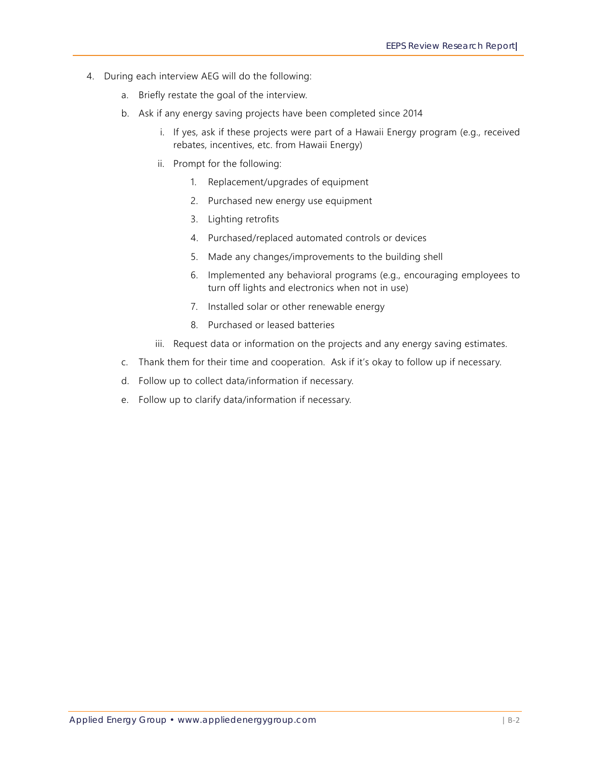4. During each interview AEG will do the following:
    a. Briefly restate the goal of the interview.
    b. Ask if any energy saving projects have been completed since 2014
        i. If yes, ask if these projects were part of a Hawaii Energy program (e.g., received rebates, incentives, etc. from Hawaii Energy)
        ii. Prompt for the following:
            1. Replacement/upgrades of equipment
            2. Purchased new energy use equipment
            3. Lighting retrofits
            4. Purchased/replaced automated controls or devices
            5. Made any changes/improvements to the building shell
            6. Implemented any behavioral programs (e.g., encouraging employees to turn off lights and electronics when not in use)
            7. Installed solar or other renewable energy
            8. Purchased or leased batteries
        iii. Request data or information on the projects and any energy saving estimates.
    c. Thank them for their time and cooperation. Ask if it's okay to follow up if necessary.
    d. Follow up to collect data/information if necessary.
    e. Follow up to clarify data/information if necessary.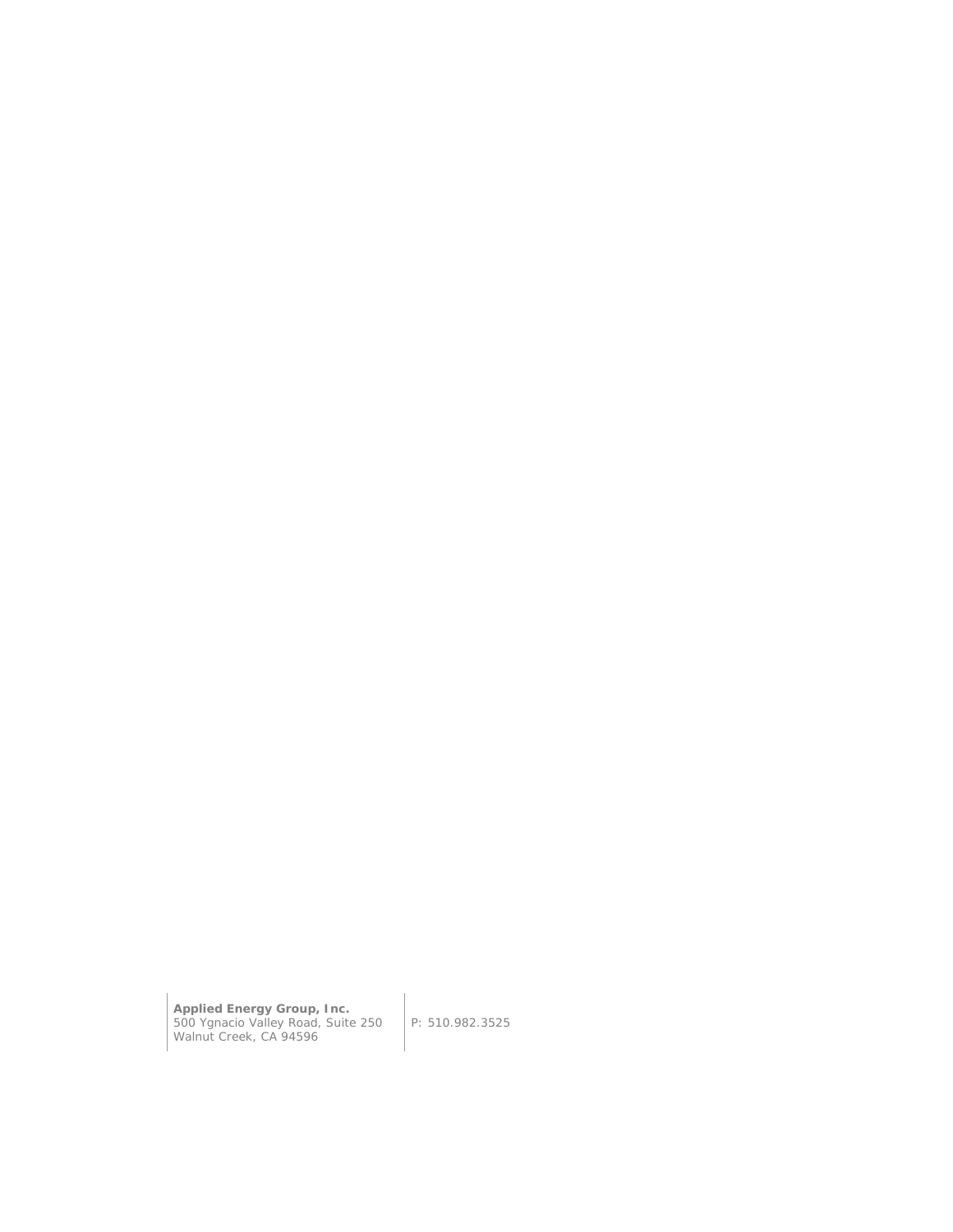**Applied Energy Group, Inc.**
500 Ygnacio Valley Road, Suite 250
Walnut Creek, CA 94596

P: 510.982.3525